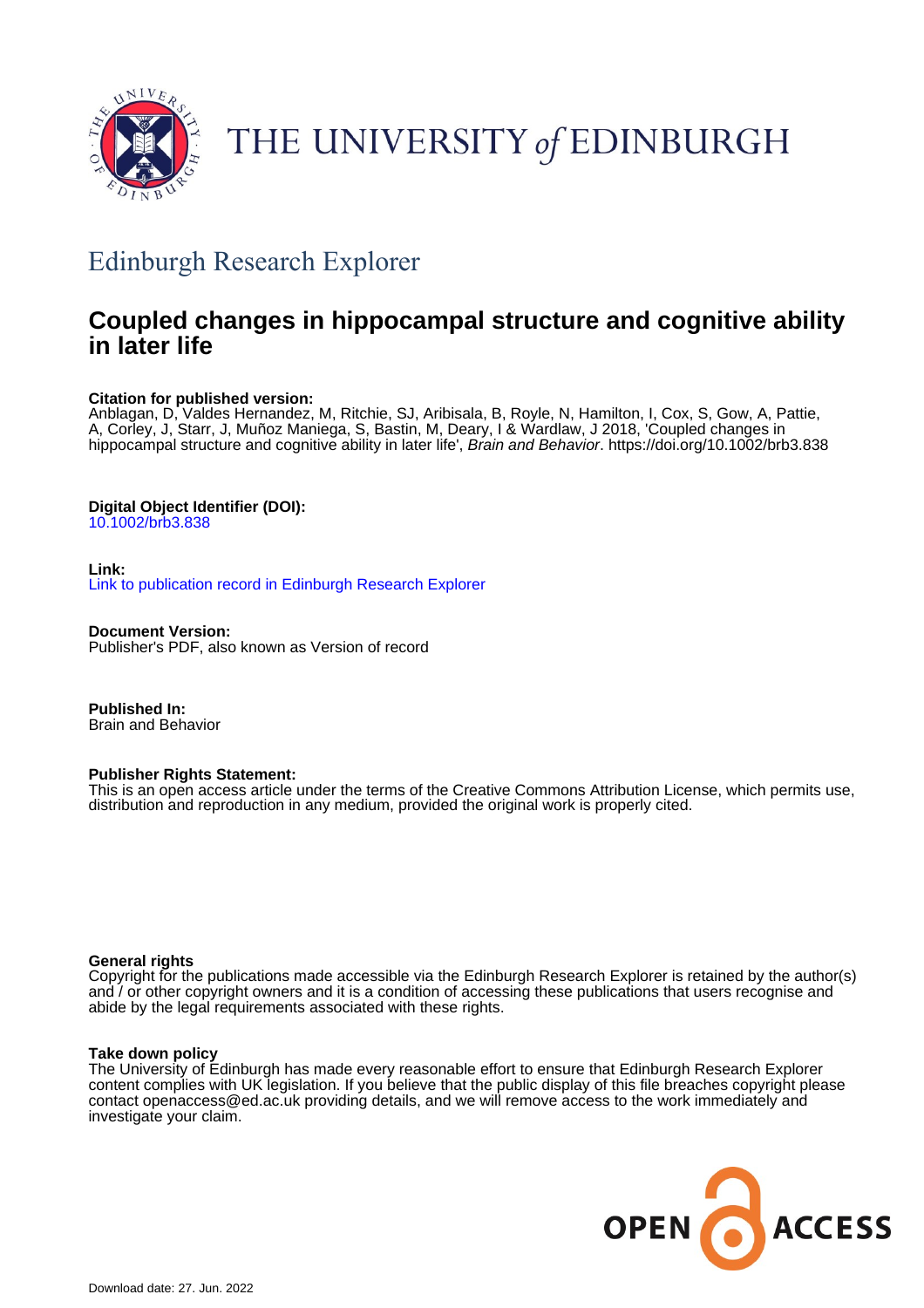THE UNIVERSITY *of* EDINBURGH

## Edinburgh Research Explorer

# Coupled changes in hippocampal structure and cognitive ability in later life

**Citation for published version:**
Anblagan, D, Valdes Hernandez, M, Ritchie, SJ, Aribisala, B, Royle, N, Hamilton, I, Cox, S, Gow, A, Pattie, A, Corley, J, Starr, J, Muñoz Maniega, S, Bastin, M, Deary, I & Wardlaw, J 2018, 'Coupled changes in hippocampal structure and cognitive ability in later life', *Brain and Behavior*. https://doi.org/10.1002/brb3.838

**Digital Object Identifier (DOI):**
10.1002/brb3.838

**Link:**
Link to publication record in Edinburgh Research Explorer

**Document Version:**
Publisher's PDF, also known as Version of record

**Published In:**
Brain and Behavior

**Publisher Rights Statement:**
This is an open access article under the terms of the Creative Commons Attribution License, which permits use, distribution and reproduction in any medium, provided the original work is properly cited.

**General rights**
Copyright for the publications made accessible via the Edinburgh Research Explorer is retained by the author(s) and / or other copyright owners and it is a condition of accessing these publications that users recognise and abide by the legal requirements associated with these rights.

**Take down policy**
The University of Edinburgh has made every reasonable effort to ensure that Edinburgh Research Explorer content complies with UK legislation. If you believe that the public display of this file breaches copyright please contact openaccess@ed.ac.uk providing details, and we will remove access to the work immediately and investigate your claim.

OPEN ACCESS

Download date: 27. Jun. 2022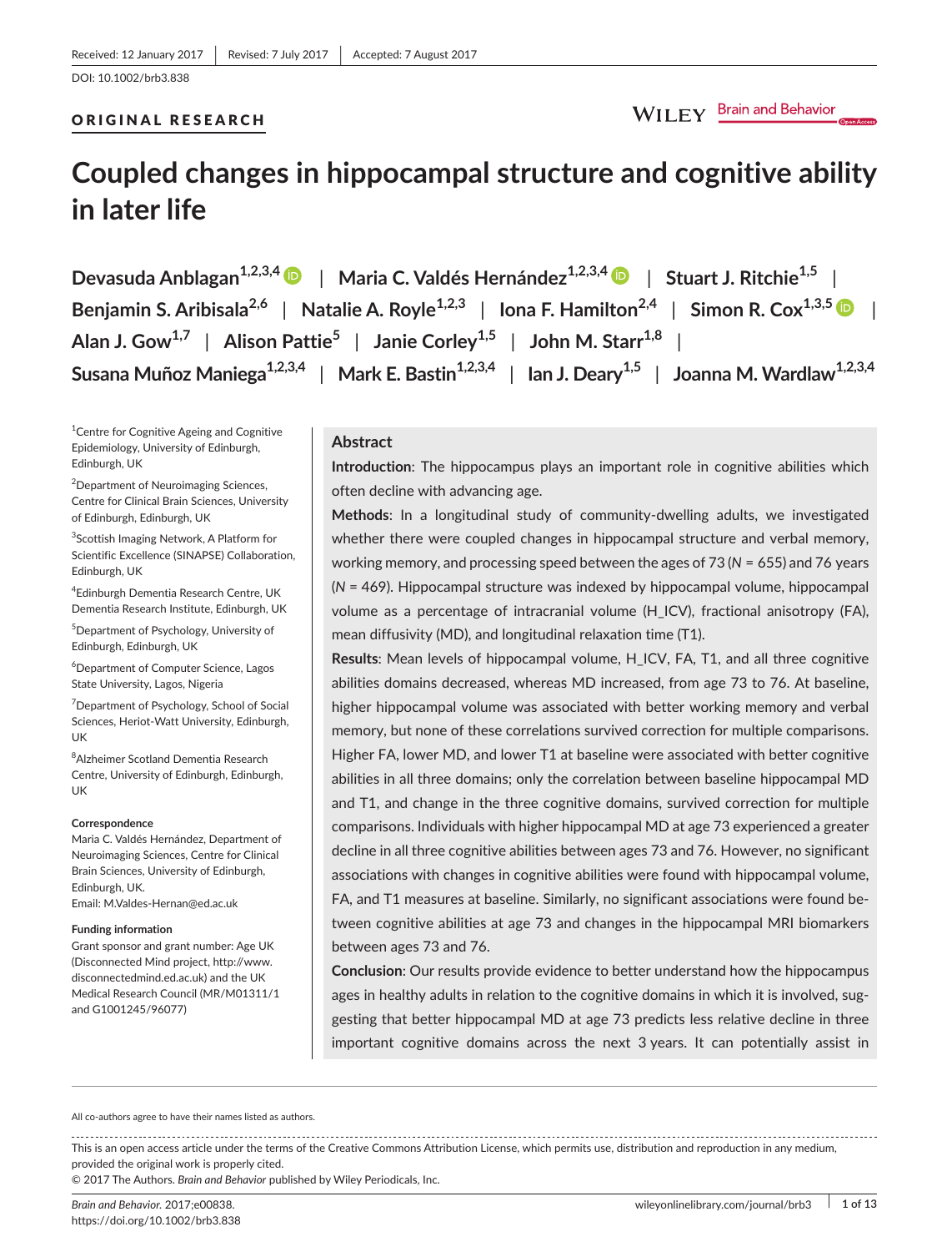Received: 12 January 2017 | Revised: 7 July 2017 | Accepted: 7 August 2017

DOI: 10.1002/brb3.838

ORIGINAL RESEARCH

# Coupled changes in hippocampal structure and cognitive ability in later life

Devasuda Anblagan[1,2,3,4] | Maria C. Valdés Hernández[1,2,3,4] | Stuart J. Ritchie[1,5] | Benjamin S. Aribisala[2,6] | Natalie A. Royle[1,2,3] | Iona F. Hamilton[2,4] | Simon R. Cox[1,3,5] | Alan J. Gow[1,7] | Alison Pattie[5] | Janie Corley[1,5] | John M. Starr[1,8] | Susana Muñoz Maniega[1,2,3,4] | Mark E. Bastin[1,2,3,4] | Ian J. Deary[1,5] | Joanna M. Wardlaw[1,2,3,4]

[1]Centre for Cognitive Ageing and Cognitive Epidemiology, University of Edinburgh, Edinburgh, UK

[2]Department of Neuroimaging Sciences, Centre for Clinical Brain Sciences, University of Edinburgh, Edinburgh, UK

[3]Scottish Imaging Network, A Platform for Scientific Excellence (SINAPSE) Collaboration, Edinburgh, UK

[4]Edinburgh Dementia Research Centre, UK Dementia Research Institute, Edinburgh, UK

[5]Department of Psychology, University of Edinburgh, Edinburgh, UK

[6]Department of Computer Science, Lagos State University, Lagos, Nigeria

[7]Department of Psychology, School of Social Sciences, Heriot-Watt University, Edinburgh, UK

[8]Alzheimer Scotland Dementia Research Centre, University of Edinburgh, Edinburgh, UK

**Correspondence**
Maria C. Valdés Hernández, Department of Neuroimaging Sciences, Centre for Clinical Brain Sciences, University of Edinburgh, Edinburgh, UK.
Email: M.Valdes-Hernan@ed.ac.uk

**Funding information**
Grant sponsor and grant number: Age UK (Disconnected Mind project, http://www.disconnectedmind.ed.ac.uk) and the UK Medical Research Council (MR/M01311/1 and G1001245/96077)

## Abstract

**Introduction**: The hippocampus plays an important role in cognitive abilities which often decline with advancing age.

**Methods**: In a longitudinal study of community-dwelling adults, we investigated whether there were coupled changes in hippocampal structure and verbal memory, working memory, and processing speed between the ages of 73 ($N = 655$) and 76 years ($N = 469$). Hippocampal structure was indexed by hippocampal volume, hippocampal volume as a percentage of intracranial volume (H_ICV), fractional anisotropy (FA), mean diffusivity (MD), and longitudinal relaxation time (T1).

**Results**: Mean levels of hippocampal volume, H_ICV, FA, T1, and all three cognitive abilities domains decreased, whereas MD increased, from age 73 to 76. At baseline, higher hippocampal volume was associated with better working memory and verbal memory, but none of these correlations survived correction for multiple comparisons. Higher FA, lower MD, and lower T1 at baseline were associated with better cognitive abilities in all three domains; only the correlation between baseline hippocampal MD and T1, and change in the three cognitive domains, survived correction for multiple comparisons. Individuals with higher hippocampal MD at age 73 experienced a greater decline in all three cognitive abilities between ages 73 and 76. However, no significant associations with changes in cognitive abilities were found with hippocampal volume, FA, and T1 measures at baseline. Similarly, no significant associations were found between cognitive abilities at age 73 and changes in the hippocampal MRI biomarkers between ages 73 and 76.

**Conclusion**: Our results provide evidence to better understand how the hippocampus ages in healthy adults in relation to the cognitive domains in which it is involved, suggesting that better hippocampal MD at age 73 predicts less relative decline in three important cognitive domains across the next 3 years. It can potentially assist in

All co-authors agree to have their names listed as authors.

This is an open access article under the terms of the Creative Commons Attribution License, which permits use, distribution and reproduction in any medium, provided the original work is properly cited.
© 2017 The Authors. *Brain and Behavior* published by Wiley Periodicals, Inc.

*Brain and Behavior*. 2017;e00838.
https://doi.org/10.1002/brb3.838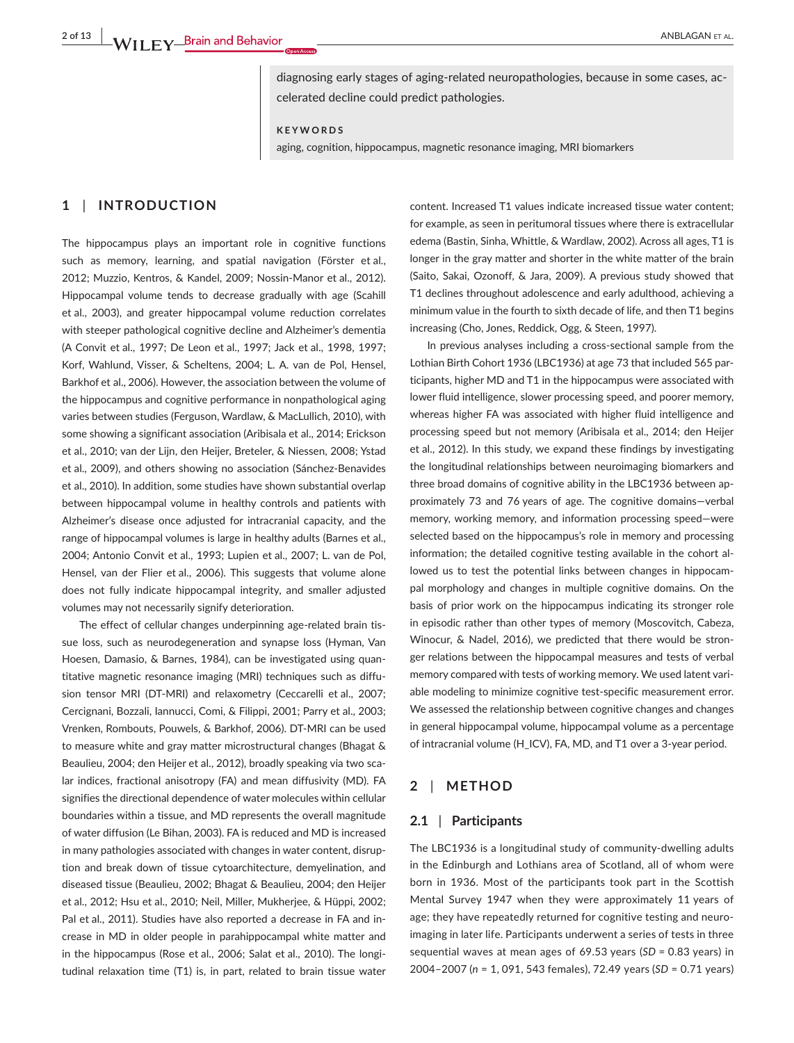diagnosing early stages of aging-related neuropathologies, because in some cases, accelerated decline could predict pathologies.

**KEYWORDS**

aging, cognition, hippocampus, magnetic resonance imaging, MRI biomarkers

## 1 | INTRODUCTION

The hippocampus plays an important role in cognitive functions such as memory, learning, and spatial navigation (Förster et al., 2012; Muzzio, Kentros, & Kandel, 2009; Nossin-Manor et al., 2012). Hippocampal volume tends to decrease gradually with age (Scahill et al., 2003), and greater hippocampal volume reduction correlates with steeper pathological cognitive decline and Alzheimer's dementia (A Convit et al., 1997; De Leon et al., 1997; Jack et al., 1998, 1997; Korf, Wahlund, Visser, & Scheltens, 2004; L. A. van de Pol, Hensel, Barkhof et al., 2006). However, the association between the volume of the hippocampus and cognitive performance in nonpathological aging varies between studies (Ferguson, Wardlaw, & MacLullich, 2010), with some showing a significant association (Aribisala et al., 2014; Erickson et al., 2010; van der Lijn, den Heijer, Breteler, & Niessen, 2008; Ystad et al., 2009), and others showing no association (Sánchez-Benavides et al., 2010). In addition, some studies have shown substantial overlap between hippocampal volume in healthy controls and patients with Alzheimer's disease once adjusted for intracranial capacity, and the range of hippocampal volumes is large in healthy adults (Barnes et al., 2004; Antonio Convit et al., 1993; Lupien et al., 2007; L. van de Pol, Hensel, van der Flier et al., 2006). This suggests that volume alone does not fully indicate hippocampal integrity, and smaller adjusted volumes may not necessarily signify deterioration.

The effect of cellular changes underpinning age-related brain tissue loss, such as neurodegeneration and synapse loss (Hyman, Van Hoesen, Damasio, & Barnes, 1984), can be investigated using quantitative magnetic resonance imaging (MRI) techniques such as diffusion tensor MRI (DT-MRI) and relaxometry (Ceccarelli et al., 2007; Cercignani, Bozzali, Iannucci, Comi, & Filippi, 2001; Parry et al., 2003; Vrenken, Rombouts, Pouwels, & Barkhof, 2006). DT-MRI can be used to measure white and gray matter microstructural changes (Bhagat & Beaulieu, 2004; den Heijer et al., 2012), broadly speaking via two scalar indices, fractional anisotropy (FA) and mean diffusivity (MD). FA signifies the directional dependence of water molecules within cellular boundaries within a tissue, and MD represents the overall magnitude of water diffusion (Le Bihan, 2003). FA is reduced and MD is increased in many pathologies associated with changes in water content, disruption and break down of tissue cytoarchitecture, demyelination, and diseased tissue (Beaulieu, 2002; Bhagat & Beaulieu, 2004; den Heijer et al., 2012; Hsu et al., 2010; Neil, Miller, Mukherjee, & Hüppi, 2002; Pal et al., 2011). Studies have also reported a decrease in FA and increase in MD in older people in parahippocampal white matter and in the hippocampus (Rose et al., 2006; Salat et al., 2010). The longitudinal relaxation time (T1) is, in part, related to brain tissue water content. Increased T1 values indicate increased tissue water content; for example, as seen in peritumoral tissues where there is extracellular edema (Bastin, Sinha, Whittle, & Wardlaw, 2002). Across all ages, T1 is longer in the gray matter and shorter in the white matter of the brain (Saito, Sakai, Ozonoff, & Jara, 2009). A previous study showed that T1 declines throughout adolescence and early adulthood, achieving a minimum value in the fourth to sixth decade of life, and then T1 begins increasing (Cho, Jones, Reddick, Ogg, & Steen, 1997).

In previous analyses including a cross-sectional sample from the Lothian Birth Cohort 1936 (LBC1936) at age 73 that included 565 participants, higher MD and T1 in the hippocampus were associated with lower fluid intelligence, slower processing speed, and poorer memory, whereas higher FA was associated with higher fluid intelligence and processing speed but not memory (Aribisala et al., 2014; den Heijer et al., 2012). In this study, we expand these findings by investigating the longitudinal relationships between neuroimaging biomarkers and three broad domains of cognitive ability in the LBC1936 between approximately 73 and 76 years of age. The cognitive domains—verbal memory, working memory, and information processing speed—were selected based on the hippocampus's role in memory and processing information; the detailed cognitive testing available in the cohort allowed us to test the potential links between changes in hippocampal morphology and changes in multiple cognitive domains. On the basis of prior work on the hippocampus indicating its stronger role in episodic rather than other types of memory (Moscovitch, Cabeza, Winocur, & Nadel, 2016), we predicted that there would be stronger relations between the hippocampal measures and tests of verbal memory compared with tests of working memory. We used latent variable modeling to minimize cognitive test-specific measurement error. We assessed the relationship between cognitive changes and changes in general hippocampal volume, hippocampal volume as a percentage of intracranial volume (H_ICV), FA, MD, and T1 over a 3-year period.

## 2 | METHOD

### 2.1 | Participants

The LBC1936 is a longitudinal study of community-dwelling adults in the Edinburgh and Lothians area of Scotland, all of whom were born in 1936. Most of the participants took part in the Scottish Mental Survey 1947 when they were approximately 11 years of age; they have repeatedly returned for cognitive testing and neuroimaging in later life. Participants underwent a series of tests in three sequential waves at mean ages of 69.53 years ($SD$ = 0.83 years) in 2004–2007 ($n$ = 1, 091, 543 females), 72.49 years ($SD$ = 0.71 years)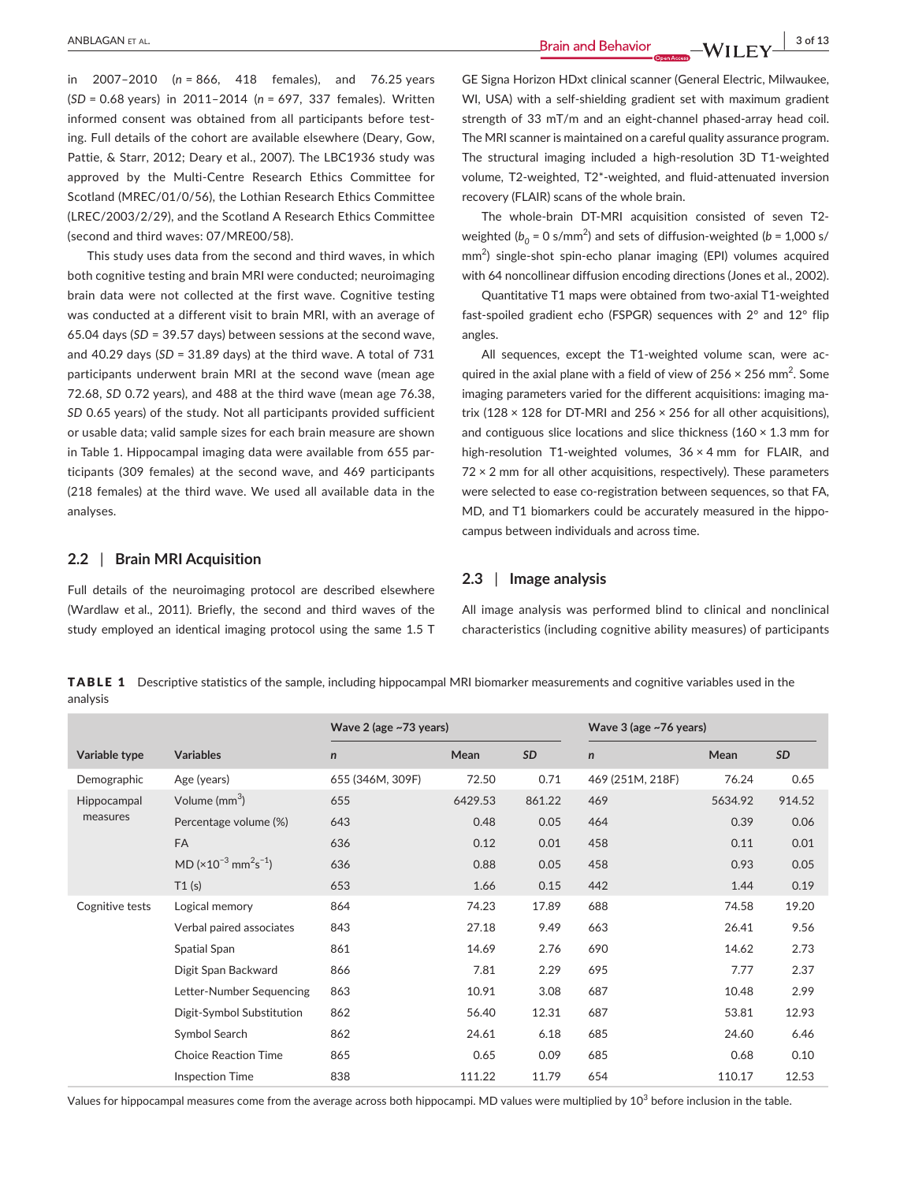in 2007–2010 ($n$ = 866, 418 females), and 76.25 years ($SD$ = 0.68 years) in 2011–2014 ($n$ = 697, 337 females). Written informed consent was obtained from all participants before testing. Full details of the cohort are available elsewhere (Deary, Gow, Pattie, & Starr, 2012; Deary et al., 2007). The LBC1936 study was approved by the Multi-Centre Research Ethics Committee for Scotland (MREC/01/0/56), the Lothian Research Ethics Committee (LREC/2003/2/29), and the Scotland A Research Ethics Committee (second and third waves: 07/MRE00/58).

This study uses data from the second and third waves, in which both cognitive testing and brain MRI were conducted; neuroimaging brain data were not collected at the first wave. Cognitive testing was conducted at a different visit to brain MRI, with an average of 65.04 days ($SD$ = 39.57 days) between sessions at the second wave, and 40.29 days ($SD$ = 31.89 days) at the third wave. A total of 731 participants underwent brain MRI at the second wave (mean age 72.68, $SD$ 0.72 years), and 488 at the third wave (mean age 76.38, $SD$ 0.65 years) of the study. Not all participants provided sufficient or usable data; valid sample sizes for each brain measure are shown in Table 1. Hippocampal imaging data were available from 655 participants (309 females) at the second wave, and 469 participants (218 females) at the third wave. We used all available data in the analyses.

## 2.2 | Brain MRI Acquisition

Full details of the neuroimaging protocol are described elsewhere (Wardlaw et al., 2011). Briefly, the second and third waves of the study employed an identical imaging protocol using the same 1.5 T GE Signa Horizon HDxt clinical scanner (General Electric, Milwaukee, WI, USA) with a self-shielding gradient set with maximum gradient strength of 33 mT/m and an eight-channel phased-array head coil. The MRI scanner is maintained on a careful quality assurance program. The structural imaging included a high-resolution 3D T1-weighted volume, T2-weighted, T2*-weighted, and fluid-attenuated inversion recovery (FLAIR) scans of the whole brain.

The whole-brain DT-MRI acquisition consisted of seven T2-weighted ($b_0$ = 0 s/mm$^2$) and sets of diffusion-weighted ($b$ = 1,000 s/mm$^2$) single-shot spin-echo planar imaging (EPI) volumes acquired with 64 noncollinear diffusion encoding directions (Jones et al., 2002).

Quantitative T1 maps were obtained from two-axial T1-weighted fast-spoiled gradient echo (FSPGR) sequences with 2° and 12° flip angles.

All sequences, except the T1-weighted volume scan, were acquired in the axial plane with a field of view of 256 × 256 mm$^2$. Some imaging parameters varied for the different acquisitions: imaging matrix (128 × 128 for DT-MRI and 256 × 256 for all other acquisitions), and contiguous slice locations and slice thickness (160 × 1.3 mm for high-resolution T1-weighted volumes, 36 × 4 mm for FLAIR, and 72 × 2 mm for all other acquisitions, respectively). These parameters were selected to ease co-registration between sequences, so that FA, MD, and T1 biomarkers could be accurately measured in the hippocampus between individuals and across time.

## 2.3 | Image analysis

All image analysis was performed blind to clinical and nonclinical characteristics (including cognitive ability measures) of participants

**TABLE 1** Descriptive statistics of the sample, including hippocampal MRI biomarker measurements and cognitive variables used in the analysis

| | | Wave 2 (age ~73 years) | | | Wave 3 (age ~76 years) | | |
|---|---|---|---|---|---|---|---|
| Variable type | Variables | *n* | Mean | *SD* | *n* | Mean | *SD* |
| Demographic | Age (years) | 655 (346M, 309F) | 72.50 | 0.71 | 469 (251M, 218F) | 76.24 | 0.65 |
| Hippocampal measures | Volume (mm$^3$) | 655 | 6429.53 | 861.22 | 469 | 5634.92 | 914.52 |
| | Percentage volume (%) | 643 | 0.48 | 0.05 | 464 | 0.39 | 0.06 |
| | FA | 636 | 0.12 | 0.01 | 458 | 0.11 | 0.01 |
| | MD ($\times 10^{-3}$ mm$^2$s$^{-1}$) | 636 | 0.88 | 0.05 | 458 | 0.93 | 0.05 |
| | T1 (s) | 653 | 1.66 | 0.15 | 442 | 1.44 | 0.19 |
| Cognitive tests | Logical memory | 864 | 74.23 | 17.89 | 688 | 74.58 | 19.20 |
| | Verbal paired associates | 843 | 27.18 | 9.49 | 663 | 26.41 | 9.56 |
| | Spatial Span | 861 | 14.69 | 2.76 | 690 | 14.62 | 2.73 |
| | Digit Span Backward | 866 | 7.81 | 2.29 | 695 | 7.77 | 2.37 |
| | Letter-Number Sequencing | 863 | 10.91 | 3.08 | 687 | 10.48 | 2.99 |
| | Digit-Symbol Substitution | 862 | 56.40 | 12.31 | 687 | 53.81 | 12.93 |
| | Symbol Search | 862 | 24.61 | 6.18 | 685 | 24.60 | 6.46 |
| | Choice Reaction Time | 865 | 0.65 | 0.09 | 685 | 0.68 | 0.10 |
| | Inspection Time | 838 | 111.22 | 11.79 | 654 | 110.17 | 12.53 |

Values for hippocampal measures come from the average across both hippocampi. MD values were multiplied by $10^3$ before inclusion in the table.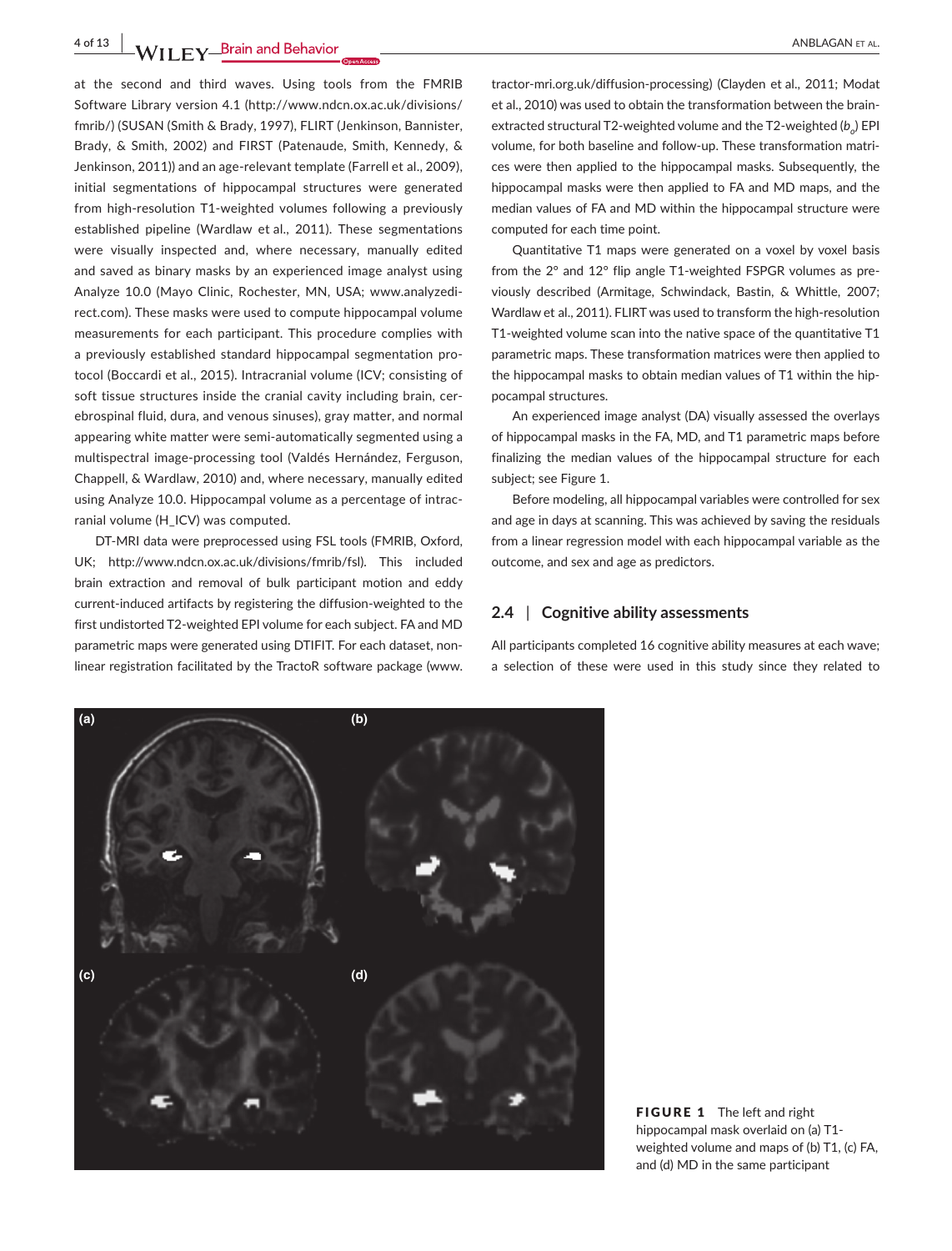at the second and third waves. Using tools from the FMRIB Software Library version 4.1 (http://www.ndcn.ox.ac.uk/divisions/fmrib/) (SUSAN (Smith & Brady, 1997), FLIRT (Jenkinson, Bannister, Brady, & Smith, 2002) and FIRST (Patenaude, Smith, Kennedy, & Jenkinson, 2011)) and an age-relevant template (Farrell et al., 2009), initial segmentations of hippocampal structures were generated from high-resolution T1-weighted volumes following a previously established pipeline (Wardlaw et al., 2011). These segmentations were visually inspected and, where necessary, manually edited and saved as binary masks by an experienced image analyst using Analyze 10.0 (Mayo Clinic, Rochester, MN, USA; www.analyzedirect.com). These masks were used to compute hippocampal volume measurements for each participant. This procedure complies with a previously established standard hippocampal segmentation protocol (Boccardi et al., 2015). Intracranial volume (ICV; consisting of soft tissue structures inside the cranial cavity including brain, cerebrospinal fluid, dura, and venous sinuses), gray matter, and normal appearing white matter were semi-automatically segmented using a multispectral image-processing tool (Valdés Hernández, Ferguson, Chappell, & Wardlaw, 2010) and, where necessary, manually edited using Analyze 10.0. Hippocampal volume as a percentage of intracranial volume (H_ICV) was computed.

DT-MRI data were preprocessed using FSL tools (FMRIB, Oxford, UK; http://www.ndcn.ox.ac.uk/divisions/fmrib/fsl). This included brain extraction and removal of bulk participant motion and eddy current-induced artifacts by registering the diffusion-weighted to the first undistorted T2-weighted EPI volume for each subject. FA and MD parametric maps were generated using DTIFIT. For each dataset, nonlinear registration facilitated by the TractoR software package (www.tractor-mri.org.uk/diffusion-processing) (Clayden et al., 2011; Modat et al., 2010) was used to obtain the transformation between the brain-extracted structural T2-weighted volume and the T2-weighted ($b_o$) EPI volume, for both baseline and follow-up. These transformation matrices were then applied to the hippocampal masks. Subsequently, the hippocampal masks were then applied to FA and MD maps, and the median values of FA and MD within the hippocampal structure were computed for each time point.

Quantitative T1 maps were generated on a voxel by voxel basis from the 2° and 12° flip angle T1-weighted FSPGR volumes as previously described (Armitage, Schwindack, Bastin, & Whittle, 2007; Wardlaw et al., 2011). FLIRT was used to transform the high-resolution T1-weighted volume scan into the native space of the quantitative T1 parametric maps. These transformation matrices were then applied to the hippocampal masks to obtain median values of T1 within the hippocampal structures.

An experienced image analyst (DA) visually assessed the overlays of hippocampal masks in the FA, MD, and T1 parametric maps before finalizing the median values of the hippocampal structure for each subject; see Figure 1.

Before modeling, all hippocampal variables were controlled for sex and age in days at scanning. This was achieved by saving the residuals from a linear regression model with each hippocampal variable as the outcome, and sex and age as predictors.

## 2.4 | Cognitive ability assessments

All participants completed 16 cognitive ability measures at each wave; a selection of these were used in this study since they related to

**FIGURE 1** The left and right hippocampal mask overlaid on (a) T1-weighted volume and maps of (b) T1, (c) FA, and (d) MD in the same participant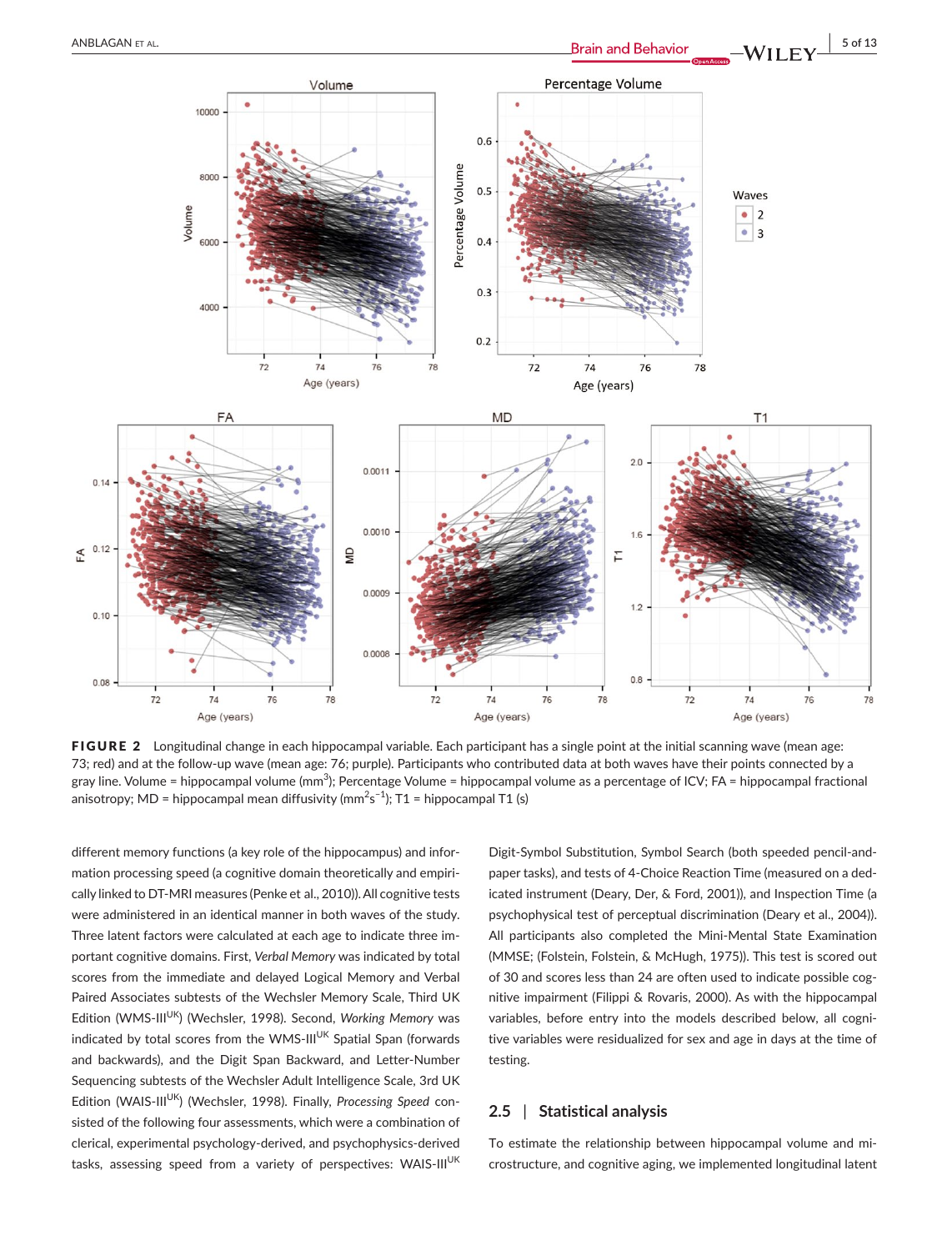FIGURE 2 Longitudinal change in each hippocampal variable. Each participant has a single point at the initial scanning wave (mean age: 73; red) and at the follow-up wave (mean age: 76; purple). Participants who contributed data at both waves have their points connected by a gray line. Volume = hippocampal volume (mm$^3$); Percentage Volume = hippocampal volume as a percentage of ICV; FA = hippocampal fractional anisotropy; MD = hippocampal mean diffusivity (mm$^2$s$^{-1}$); T1 = hippocampal T1 (s)

different memory functions (a key role of the hippocampus) and information processing speed (a cognitive domain theoretically and empirically linked to DT-MRI measures (Penke et al., 2010)). All cognitive tests were administered in an identical manner in both waves of the study. Three latent factors were calculated at each age to indicate three important cognitive domains. First, *Verbal Memory* was indicated by total scores from the immediate and delayed Logical Memory and Verbal Paired Associates subtests of the Wechsler Memory Scale, Third UK Edition (WMS-III$^{UK}$) (Wechsler, 1998). Second, *Working Memory* was indicated by total scores from the WMS-III$^{UK}$ Spatial Span (forwards and backwards), and the Digit Span Backward, and Letter-Number Sequencing subtests of the Wechsler Adult Intelligence Scale, 3rd UK Edition (WAIS-III$^{UK}$) (Wechsler, 1998). Finally, *Processing Speed* consisted of the following four assessments, which were a combination of clerical, experimental psychology-derived, and psychophysics-derived tasks, assessing speed from a variety of perspectives: WAIS-III$^{UK}$ Digit-Symbol Substitution, Symbol Search (both speeded pencil-and-paper tasks), and tests of 4-Choice Reaction Time (measured on a dedicated instrument (Deary, Der, & Ford, 2001)), and Inspection Time (a psychophysical test of perceptual discrimination (Deary et al., 2004)). All participants also completed the Mini-Mental State Examination (MMSE; (Folstein, Folstein, & McHugh, 1975)). This test is scored out of 30 and scores less than 24 are often used to indicate possible cognitive impairment (Filippi & Rovaris, 2000). As with the hippocampal variables, before entry into the models described below, all cognitive variables were residualized for sex and age in days at the time of testing.

### 2.5 | Statistical analysis

To estimate the relationship between hippocampal volume and microstructure, and cognitive aging, we implemented longitudinal latent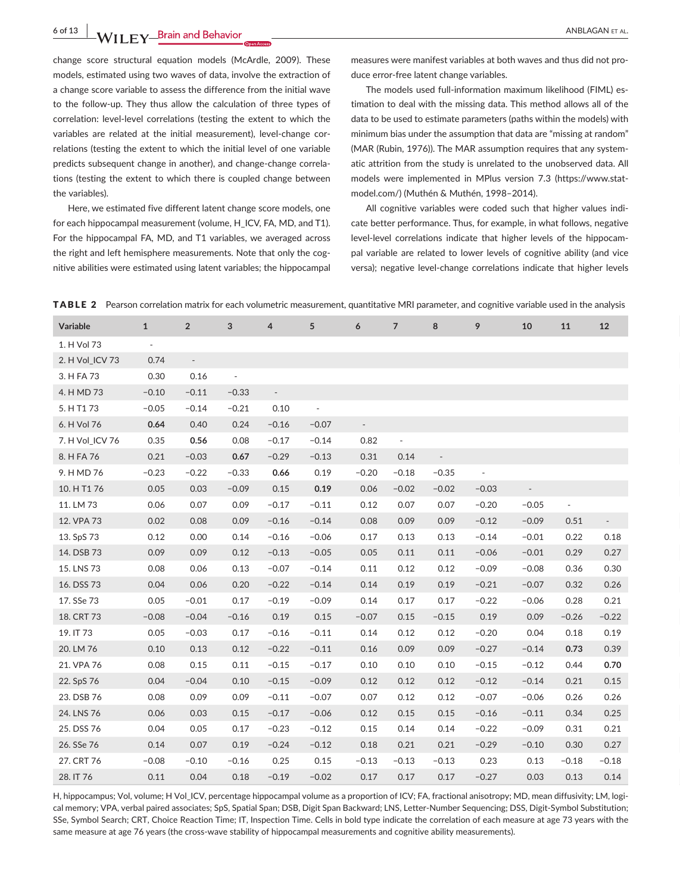change score structural equation models (McArdle, 2009). These models, estimated using two waves of data, involve the extraction of a change score variable to assess the difference from the initial wave to the follow-up. They thus allow the calculation of three types of correlation: level-level correlations (testing the extent to which the variables are related at the initial measurement), level-change correlations (testing the extent to which the initial level of one variable predicts subsequent change in another), and change-change correlations (testing the extent to which there is coupled change between the variables).

Here, we estimated five different latent change score models, one for each hippocampal measurement (volume, H_ICV, FA, MD, and T1). For the hippocampal FA, MD, and T1 variables, we averaged across the right and left hemisphere measurements. Note that only the cognitive abilities were estimated using latent variables; the hippocampal measures were manifest variables at both waves and thus did not produce error-free latent change variables.

The models used full-information maximum likelihood (FIML) estimation to deal with the missing data. This method allows all of the data to be used to estimate parameters (paths within the models) with minimum bias under the assumption that data are "missing at random" (MAR (Rubin, 1976)). The MAR assumption requires that any systematic attrition from the study is unrelated to the unobserved data. All models were implemented in MPlus version 7.3 (https://www.statmodel.com/) (Muthén & Muthén, 1998–2014).

All cognitive variables were coded such that higher values indicate better performance. Thus, for example, in what follows, negative level-level correlations indicate that higher levels of the hippocampal variable are related to lower levels of cognitive ability (and vice versa); negative level-change correlations indicate that higher levels

**TABLE 2** Pearson correlation matrix for each volumetric measurement, quantitative MRI parameter, and cognitive variable used in the analysis

| Variable | 1 | 2 | 3 | 4 | 5 | 6 | 7 | 8 | 9 | 10 | 11 | 12 |
|---|---|---|---|---|---|---|---|---|---|---|---|---|
| 1. H Vol 73 | - | | | | | | | | | | | |
| 2. H Vol_ICV 73 | 0.74 | - | | | | | | | | | | |
| 3. H FA 73 | 0.30 | 0.16 | - | | | | | | | | | |
| 4. H MD 73 | −0.10 | −0.11 | −0.33 | - | | | | | | | | |
| 5. H T1 73 | −0.05 | −0.14 | −0.21 | 0.10 | - | | | | | | | |
| 6. H Vol 76 | **0.64** | 0.40 | 0.24 | −0.16 | −0.07 | - | | | | | | |
| 7. H Vol_ICV 76 | 0.35 | **0.56** | 0.08 | −0.17 | −0.14 | 0.82 | - | | | | | |
| 8. H FA 76 | 0.21 | −0.03 | **0.67** | −0.29 | −0.13 | 0.31 | 0.14 | - | | | | |
| 9. H MD 76 | −0.23 | −0.22 | −0.33 | **0.66** | 0.19 | −0.20 | −0.18 | −0.35 | - | | | |
| 10. H T1 76 | 0.05 | 0.03 | −0.09 | 0.15 | **0.19** | 0.06 | −0.02 | −0.02 | −0.03 | - | | |
| 11. LM 73 | 0.06 | 0.07 | 0.09 | −0.17 | −0.11 | 0.12 | 0.07 | 0.07 | −0.20 | −0.05 | - | |
| 12. VPA 73 | 0.02 | 0.08 | 0.09 | −0.16 | −0.14 | 0.08 | 0.09 | 0.09 | −0.12 | −0.09 | 0.51 | - |
| 13. SpS 73 | 0.12 | 0.00 | 0.14 | −0.16 | −0.06 | 0.17 | 0.13 | 0.13 | −0.14 | −0.01 | 0.22 | 0.18 |
| 14. DSB 73 | 0.09 | 0.09 | 0.12 | −0.13 | −0.05 | 0.05 | 0.11 | 0.11 | −0.06 | −0.01 | 0.29 | 0.27 |
| 15. LNS 73 | 0.08 | 0.06 | 0.13 | −0.07 | −0.14 | 0.11 | 0.12 | 0.12 | −0.09 | −0.08 | 0.36 | 0.30 |
| 16. DSS 73 | 0.04 | 0.06 | 0.20 | −0.22 | −0.14 | 0.14 | 0.19 | 0.19 | −0.21 | −0.07 | 0.32 | 0.26 |
| 17. SSe 73 | 0.05 | −0.01 | 0.17 | −0.19 | −0.09 | 0.14 | 0.17 | 0.17 | −0.22 | −0.06 | 0.28 | 0.21 |
| 18. CRT 73 | −0.08 | −0.04 | −0.16 | 0.19 | 0.15 | −0.07 | 0.15 | −0.15 | 0.19 | 0.09 | −0.26 | −0.22 |
| 19. IT 73 | 0.05 | −0.03 | 0.17 | −0.16 | −0.11 | 0.14 | 0.12 | 0.12 | −0.20 | 0.04 | 0.18 | 0.19 |
| 20. LM 76 | 0.10 | 0.13 | 0.12 | −0.22 | −0.11 | 0.16 | 0.09 | 0.09 | −0.27 | −0.14 | **0.73** | 0.39 |
| 21. VPA 76 | 0.08 | 0.15 | 0.11 | −0.15 | −0.17 | 0.10 | 0.10 | 0.10 | −0.15 | −0.12 | 0.44 | **0.70** |
| 22. SpS 76 | 0.04 | −0.04 | 0.10 | −0.15 | −0.09 | 0.12 | 0.12 | 0.12 | −0.12 | −0.14 | 0.21 | 0.15 |
| 23. DSB 76 | 0.08 | 0.09 | 0.09 | −0.11 | −0.07 | 0.07 | 0.12 | 0.12 | −0.07 | −0.06 | 0.26 | 0.26 |
| 24. LNS 76 | 0.06 | 0.03 | 0.15 | −0.17 | −0.06 | 0.12 | 0.15 | 0.15 | −0.16 | −0.11 | 0.34 | 0.25 |
| 25. DSS 76 | 0.04 | 0.05 | 0.17 | −0.23 | −0.12 | 0.15 | 0.14 | 0.14 | −0.22 | −0.09 | 0.31 | 0.21 |
| 26. SSe 76 | 0.14 | 0.07 | 0.19 | −0.24 | −0.12 | 0.18 | 0.21 | 0.21 | −0.29 | −0.10 | 0.30 | 0.27 |
| 27. CRT 76 | −0.08 | −0.10 | −0.16 | 0.25 | 0.15 | −0.13 | −0.13 | −0.13 | 0.23 | 0.13 | −0.18 | −0.18 |
| 28. IT 76 | 0.11 | 0.04 | 0.18 | −0.19 | −0.02 | 0.17 | 0.17 | 0.17 | −0.27 | 0.03 | 0.13 | 0.14 |

H, hippocampus; Vol, volume; H Vol_ICV, percentage hippocampal volume as a proportion of ICV; FA, fractional anisotropy; MD, mean diffusivity; LM, logical memory; VPA, verbal paired associates; SpS, Spatial Span; DSB, Digit Span Backward; LNS, Letter-Number Sequencing; DSS, Digit-Symbol Substitution; SSe, Symbol Search; CRT, Choice Reaction Time; IT, Inspection Time. Cells in bold type indicate the correlation of each measure at age 73 years with the same measure at age 76 years (the cross-wave stability of hippocampal measurements and cognitive ability measurements).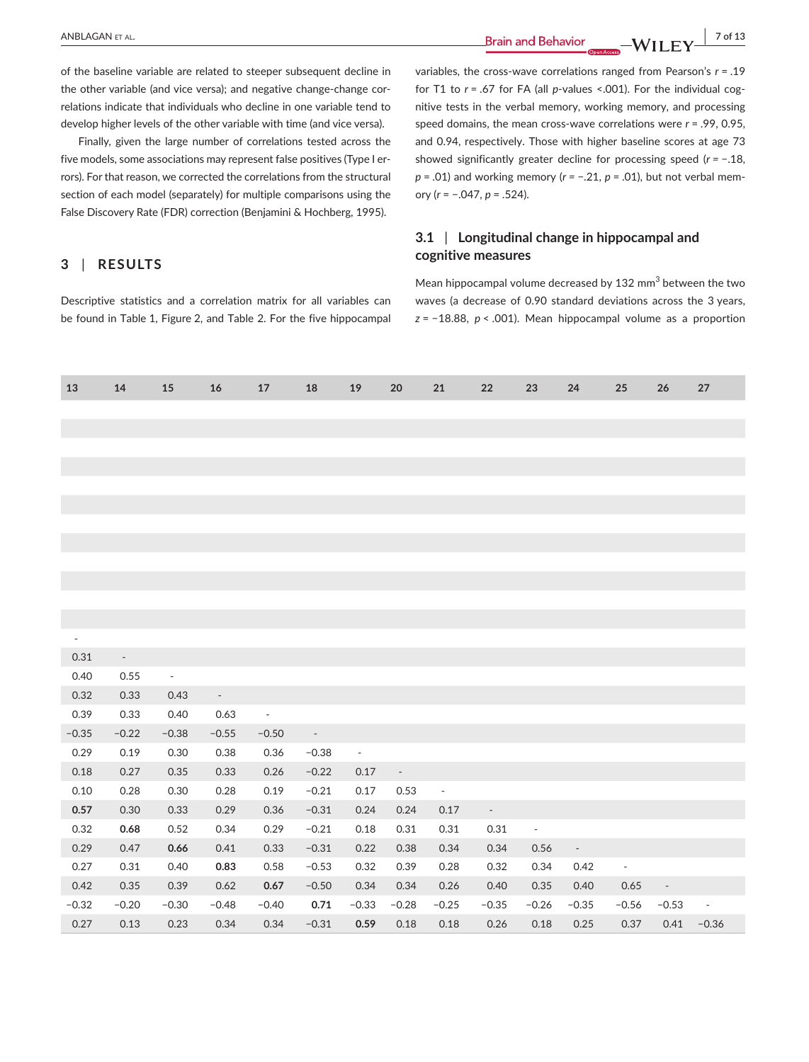of the baseline variable are related to steeper subsequent decline in the other variable (and vice versa); and negative change-change correlations indicate that individuals who decline in one variable tend to develop higher levels of the other variable with time (and vice versa).

Finally, given the large number of correlations tested across the five models, some associations may represent false positives (Type I errors). For that reason, we corrected the correlations from the structural section of each model (separately) for multiple comparisons using the False Discovery Rate (FDR) correction (Benjamini & Hochberg, 1995).

## 3 | RESULTS

Descriptive statistics and a correlation matrix for all variables can be found in Table 1, Figure 2, and Table 2. For the five hippocampal variables, the cross-wave correlations ranged from Pearson's $r = .19$ for T1 to $r = .67$ for FA (all $p$-values <.001). For the individual cognitive tests in the verbal memory, working memory, and processing speed domains, the mean cross-wave correlations were $r = .99$, 0.95, and 0.94, respectively. Those with higher baseline scores at age 73 showed significantly greater decline for processing speed ($r = -.18$, $p = .01$) and working memory ($r = -.21$, $p = .01$), but not verbal memory ($r = -.047$, $p = .524$).

### 3.1 | Longitudinal change in hippocampal and cognitive measures

Mean hippocampal volume decreased by 132 mm$^3$ between the two waves (a decrease of 0.90 standard deviations across the 3 years, $z = -18.88$, $p < .001$). Mean hippocampal volume as a proportion

| 13 | 14 | 15 | 16 | 17 | 18 | 19 | 20 | 21 | 22 | 23 | 24 | 25 | 26 | 27 |
|---|---|---|---|---|---|---|---|---|---|---|---|---|---|---|
| | | | | | | | | | | | | | | |
| | | | | | | | | | | | | | | |
| | | | | | | | | | | | | | | |
| | | | | | | | | | | | | | | |
| | | | | | | | | | | | | | | |
| | | | | | | | | | | | | | | |
| | | | | | | | | | | | | | | |
| | | | | | | | | | | | | | | |
| | | | | | | | | | | | | | | |
| | | | | | | | | | | | | | | |
| | | | | | | | | | | | | | | |
| | | | | | | | | | | | | | | |
| - | | | | | | | | | | | | | | |
| 0.31 | - | | | | | | | | | | | | | |
| 0.40 | 0.55 | - | | | | | | | | | | | | |
| 0.32 | 0.33 | 0.43 | - | | | | | | | | | | | |
| 0.39 | 0.33 | 0.40 | 0.63 | - | | | | | | | | | | |
| −0.35 | −0.22 | −0.38 | −0.55 | −0.50 | - | | | | | | | | | |
| 0.29 | 0.19 | 0.30 | 0.38 | 0.36 | −0.38 | - | | | | | | | | |
| 0.18 | 0.27 | 0.35 | 0.33 | 0.26 | −0.22 | 0.17 | - | | | | | | | |
| 0.10 | 0.28 | 0.30 | 0.28 | 0.19 | −0.21 | 0.17 | 0.53 | - | | | | | | |
| **0.57** | 0.30 | 0.33 | 0.29 | 0.36 | −0.31 | 0.24 | 0.24 | 0.17 | - | | | | | |
| 0.32 | **0.68** | 0.52 | 0.34 | 0.29 | −0.21 | 0.18 | 0.31 | 0.31 | 0.31 | - | | | | |
| 0.29 | 0.47 | **0.66** | 0.41 | 0.33 | −0.31 | 0.22 | 0.38 | 0.34 | 0.34 | 0.56 | - | | | |
| 0.27 | 0.31 | 0.40 | **0.83** | 0.58 | −0.53 | 0.32 | 0.39 | 0.28 | 0.32 | 0.34 | 0.42 | - | | |
| 0.42 | 0.35 | 0.39 | 0.62 | **0.67** | −0.50 | 0.34 | 0.34 | 0.26 | 0.40 | 0.35 | 0.40 | 0.65 | - | |
| −0.32 | −0.20 | −0.30 | −0.48 | −0.40 | **0.71** | −0.33 | −0.28 | −0.25 | −0.35 | −0.26 | −0.35 | −0.56 | −0.53 | - |
| 0.27 | 0.13 | 0.23 | 0.34 | 0.34 | −0.31 | **0.59** | 0.18 | 0.18 | 0.26 | 0.18 | 0.25 | 0.37 | 0.41 | −0.36 |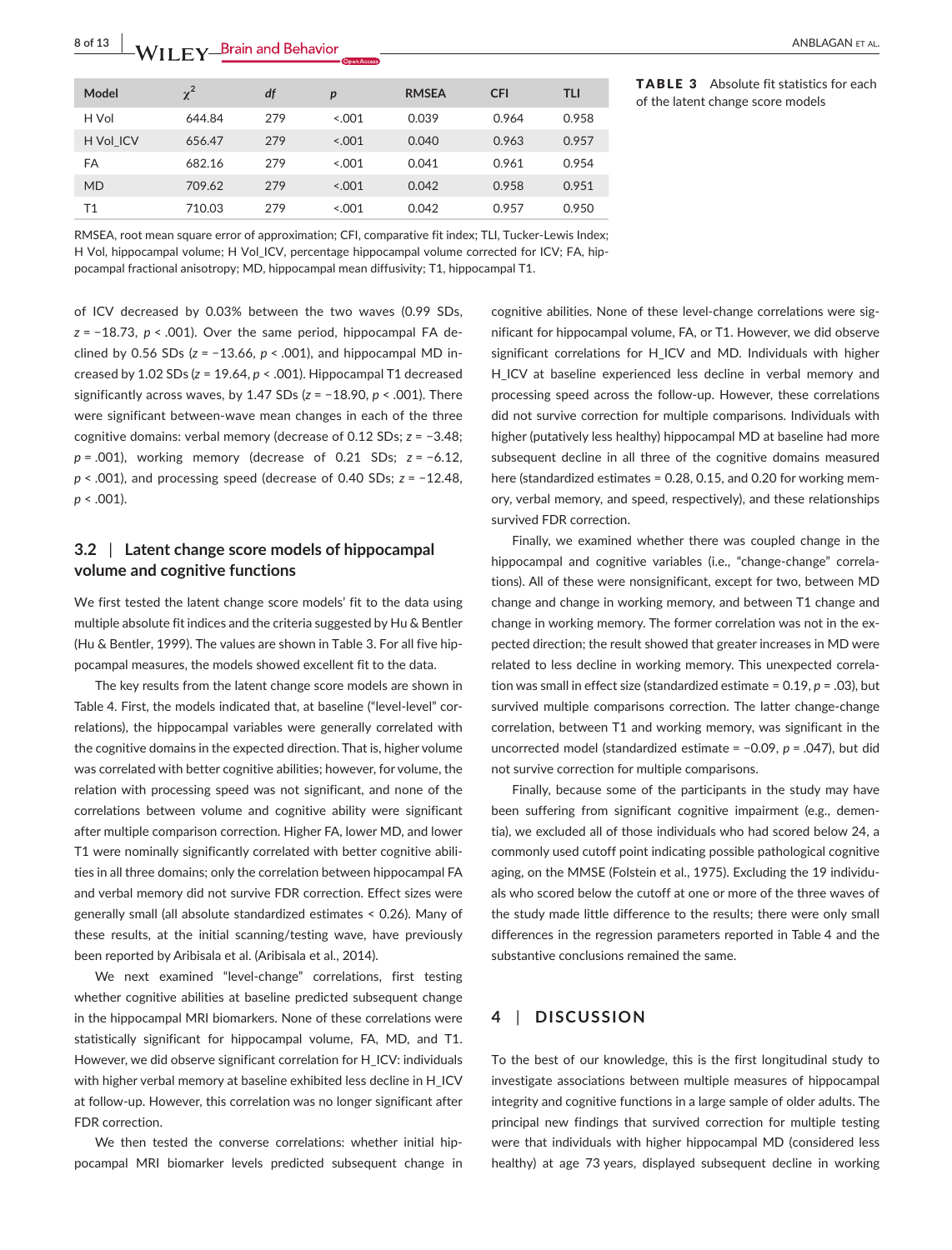**TABLE 3** Absolute fit statistics for each of the latent change score models

| Model | $\chi^2$ | *df* | *p* | RMSEA | CFI | TLI |
|---|---|---|---|---|---|---|
| H Vol | 644.84 | 279 | <.001 | 0.039 | 0.964 | 0.958 |
| H Vol_ICV | 656.47 | 279 | <.001 | 0.040 | 0.963 | 0.957 |
| FA | 682.16 | 279 | <.001 | 0.041 | 0.961 | 0.954 |
| MD | 709.62 | 279 | <.001 | 0.042 | 0.958 | 0.951 |
| T1 | 710.03 | 279 | <.001 | 0.042 | 0.957 | 0.950 |

RMSEA, root mean square error of approximation; CFI, comparative fit index; TLI, Tucker-Lewis Index; H Vol, hippocampal volume; H Vol_ICV, percentage hippocampal volume corrected for ICV; FA, hippocampal fractional anisotropy; MD, hippocampal mean diffusivity; T1, hippocampal T1.

of ICV decreased by 0.03% between the two waves (0.99 SDs, $z = -18.73$, $p < .001$). Over the same period, hippocampal FA declined by 0.56 SDs ($z = -13.66$, $p < .001$), and hippocampal MD increased by 1.02 SDs ($z = 19.64$, $p < .001$). Hippocampal T1 decreased significantly across waves, by 1.47 SDs ($z = -18.90$, $p < .001$). There were significant between-wave mean changes in each of the three cognitive domains: verbal memory (decrease of 0.12 SDs; $z = -3.48$; $p = .001$), working memory (decrease of 0.21 SDs; $z = -6.12$, $p < .001$), and processing speed (decrease of 0.40 SDs; $z = -12.48$, $p < .001$).

## 3.2 | Latent change score models of hippocampal volume and cognitive functions

We first tested the latent change score models' fit to the data using multiple absolute fit indices and the criteria suggested by Hu & Bentler (Hu & Bentler, 1999). The values are shown in Table 3. For all five hippocampal measures, the models showed excellent fit to the data.

The key results from the latent change score models are shown in Table 4. First, the models indicated that, at baseline ("level-level" correlations), the hippocampal variables were generally correlated with the cognitive domains in the expected direction. That is, higher volume was correlated with better cognitive abilities; however, for volume, the relation with processing speed was not significant, and none of the correlations between volume and cognitive ability were significant after multiple comparison correction. Higher FA, lower MD, and lower T1 were nominally significantly correlated with better cognitive abilities in all three domains; only the correlation between hippocampal FA and verbal memory did not survive FDR correction. Effect sizes were generally small (all absolute standardized estimates < 0.26). Many of these results, at the initial scanning/testing wave, have previously been reported by Aribisala et al. (Aribisala et al., 2014).

We next examined "level-change" correlations, first testing whether cognitive abilities at baseline predicted subsequent change in the hippocampal MRI biomarkers. None of these correlations were statistically significant for hippocampal volume, FA, MD, and T1. However, we did observe significant correlation for H_ICV: individuals with higher verbal memory at baseline exhibited less decline in H_ICV at follow-up. However, this correlation was no longer significant after FDR correction.

We then tested the converse correlations: whether initial hippocampal MRI biomarker levels predicted subsequent change in cognitive abilities. None of these level-change correlations were significant for hippocampal volume, FA, or T1. However, we did observe significant correlations for H_ICV and MD. Individuals with higher H_ICV at baseline experienced less decline in verbal memory and processing speed across the follow-up. However, these correlations did not survive correction for multiple comparisons. Individuals with higher (putatively less healthy) hippocampal MD at baseline had more subsequent decline in all three of the cognitive domains measured here (standardized estimates = 0.28, 0.15, and 0.20 for working memory, verbal memory, and speed, respectively), and these relationships survived FDR correction.

Finally, we examined whether there was coupled change in the hippocampal and cognitive variables (i.e., "change-change" correlations). All of these were nonsignificant, except for two, between MD change and change in working memory, and between T1 change and change in working memory. The former correlation was not in the expected direction; the result showed that greater increases in MD were related to less decline in working memory. This unexpected correlation was small in effect size (standardized estimate = 0.19, $p = .03$), but survived multiple comparisons correction. The latter change-change correlation, between T1 and working memory, was significant in the uncorrected model (standardized estimate = −0.09, $p = .047$), but did not survive correction for multiple comparisons.

Finally, because some of the participants in the study may have been suffering from significant cognitive impairment (e.g., dementia), we excluded all of those individuals who had scored below 24, a commonly used cutoff point indicating possible pathological cognitive aging, on the MMSE (Folstein et al., 1975). Excluding the 19 individuals who scored below the cutoff at one or more of the three waves of the study made little difference to the results; there were only small differences in the regression parameters reported in Table 4 and the substantive conclusions remained the same.

# 4 | DISCUSSION

To the best of our knowledge, this is the first longitudinal study to investigate associations between multiple measures of hippocampal integrity and cognitive functions in a large sample of older adults. The principal new findings that survived correction for multiple testing were that individuals with higher hippocampal MD (considered less healthy) at age 73 years, displayed subsequent decline in working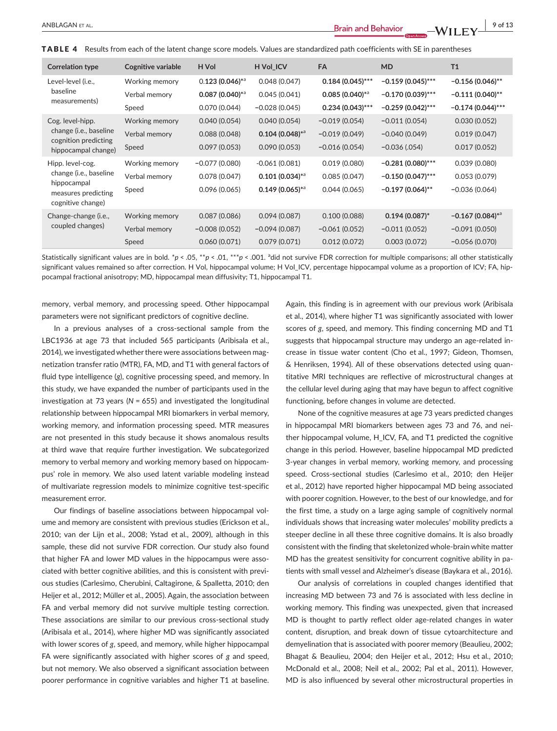**TABLE 4** Results from each of the latent change score models. Values are standardized path coefficients with SE in parentheses

| Correlation type | Cognitive variable | H Vol | H Vol_ICV | FA | MD | T1 |
|---|---|---|---|---|---|---|
| Level-level (i.e., baseline measurements) | Working memory | **0.123 (0.046)*[a]** | 0.048 (0.047) | **0.184 (0.045)*\*\*** | **−0.159 (0.045)*\*\*** | **−0.156 (0.046)*\*** |
| | Verbal memory | **0.087 (0.040)*[a]** | 0.045 (0.041) | **0.085 (0.040)*[a]** | **−0.170 (0.039)*\*\*** | **−0.111 (0.040)*\*** |
| | Speed | 0.070 (0.044) | −0.028 (0.045) | **0.234 (0.043)*\*\*** | **−0.259 (0.042)*\*\*** | **−0.174 (0.044)*\*\*** |
| Cog. level-hipp. change (i.e., baseline cognition predicting hippocampal change) | Working memory | 0.040 (0.054) | 0.040 (0.054) | −0.019 (0.054) | −0.011 (0.054) | 0.030 (0.052) |
| | Verbal memory | 0.088 (0.048) | **0.104 (0.048)*[a]** | −0.019 (0.049) | −0.040 (0.049) | 0.019 (0.047) |
| | Speed | 0.097 (0.053) | 0.090 (0.053) | −0.016 (0.054) | −0.036 (.054) | 0.017 (0.052) |
| Hipp. level-cog. change (i.e., baseline hippocampal measures predicting cognitive change) | Working memory | −0.077 (0.080) | −0.061 (0.081) | 0.019 (0.080) | **−0.281 (0.080)*\*\*** | 0.039 (0.080) |
| | Verbal memory | 0.078 (0.047) | **0.101 (0.034)*[a]** | 0.085 (0.047) | **−0.150 (0.047)*\*\*** | 0.053 (0.079) |
| | Speed | 0.096 (0.065) | **0.149 (0.065)*[a]** | 0.044 (0.065) | **−0.197 (0.064)*\*** | −0.036 (0.064) |
| Change-change (i.e., coupled changes) | Working memory | 0.087 (0.086) | 0.094 (0.087) | 0.100 (0.088) | **0.194 (0.087)*** | **−0.167 (0.084)*[a]** |
| | Verbal memory | −0.008 (0.052) | −0.094 (0.087) | −0.061 (0.052) | −0.011 (0.052) | −0.091 (0.050) |
| | Speed | 0.060 (0.071) | 0.079 (0.071) | 0.012 (0.072) | 0.003 (0.072) | −0.056 (0.070) |

Statistically significant values are in bold. *$p < .05$, **$p < .01$, ***$p < .001$. [a]did not survive FDR correction for multiple comparisons; all other statistically significant values remained so after correction. H Vol, hippocampal volume; H Vol_ICV, percentage hippocampal volume as a proportion of ICV; FA, hippocampal fractional anisotropy; MD, hippocampal mean diffusivity; T1, hippocampal T1.

memory, verbal memory, and processing speed. Other hippocampal parameters were not significant predictors of cognitive decline.

In a previous analyses of a cross-sectional sample from the LBC1936 at age 73 that included 565 participants (Aribisala et al., 2014), we investigated whether there were associations between magnetization transfer ratio (MTR), FA, MD, and T1 with general factors of fluid type intelligence (*g*), cognitive processing speed, and memory. In this study, we have expanded the number of participants used in the investigation at 73 years ($N = 655$) and investigated the longitudinal relationship between hippocampal MRI biomarkers in verbal memory, working memory, and information processing speed. MTR measures are not presented in this study because it shows anomalous results at third wave that require further investigation. We subcategorized memory to verbal memory and working memory based on hippocampus' role in memory. We also used latent variable modeling instead of multivariate regression models to minimize cognitive test-specific measurement error.

Our findings of baseline associations between hippocampal volume and memory are consistent with previous studies (Erickson et al., 2010; van der Lijn et al., 2008; Ystad et al., 2009), although in this sample, these did not survive FDR correction. Our study also found that higher FA and lower MD values in the hippocampus were associated with better cognitive abilities, and this is consistent with previous studies (Carlesimo, Cherubini, Caltagirone, & Spalletta, 2010; den Heijer et al., 2012; Müller et al., 2005). Again, the association between FA and verbal memory did not survive multiple testing correction. These associations are similar to our previous cross-sectional study (Aribisala et al., 2014), where higher MD was significantly associated with lower scores of *g*, speed, and memory, while higher hippocampal FA were significantly associated with higher scores of *g* and speed, but not memory. We also observed a significant association between poorer performance in cognitive variables and higher T1 at baseline. Again, this finding is in agreement with our previous work (Aribisala et al., 2014), where higher T1 was significantly associated with lower scores of *g*, speed, and memory. This finding concerning MD and T1 suggests that hippocampal structure may undergo an age-related increase in tissue water content (Cho et al., 1997; Gideon, Thomsen, & Henriksen, 1994). All of these observations detected using quantitative MRI techniques are reflective of microstructural changes at the cellular level during aging that may have begun to affect cognitive functioning, before changes in volume are detected.

None of the cognitive measures at age 73 years predicted changes in hippocampal MRI biomarkers between ages 73 and 76, and neither hippocampal volume, H_ICV, FA, and T1 predicted the cognitive change in this period. However, baseline hippocampal MD predicted 3-year changes in verbal memory, working memory, and processing speed. Cross-sectional studies (Carlesimo et al., 2010; den Heijer et al., 2012) have reported higher hippocampal MD being associated with poorer cognition. However, to the best of our knowledge, and for the first time, a study on a large aging sample of cognitively normal individuals shows that increasing water molecules' mobility predicts a steeper decline in all these three cognitive domains. It is also broadly consistent with the finding that skeletonized whole-brain white matter MD has the greatest sensitivity for concurrent cognitive ability in patients with small vessel and Alzheimer's disease (Baykara et al., 2016).

Our analysis of correlations in coupled changes identified that increasing MD between 73 and 76 is associated with less decline in working memory. This finding was unexpected, given that increased MD is thought to partly reflect older age-related changes in water content, disruption, and break down of tissue cytoarchitecture and demyelination that is associated with poorer memory (Beaulieu, 2002; Bhagat & Beaulieu, 2004; den Heijer et al., 2012; Hsu et al., 2010; McDonald et al., 2008; Neil et al., 2002; Pal et al., 2011). However, MD is also influenced by several other microstructural properties in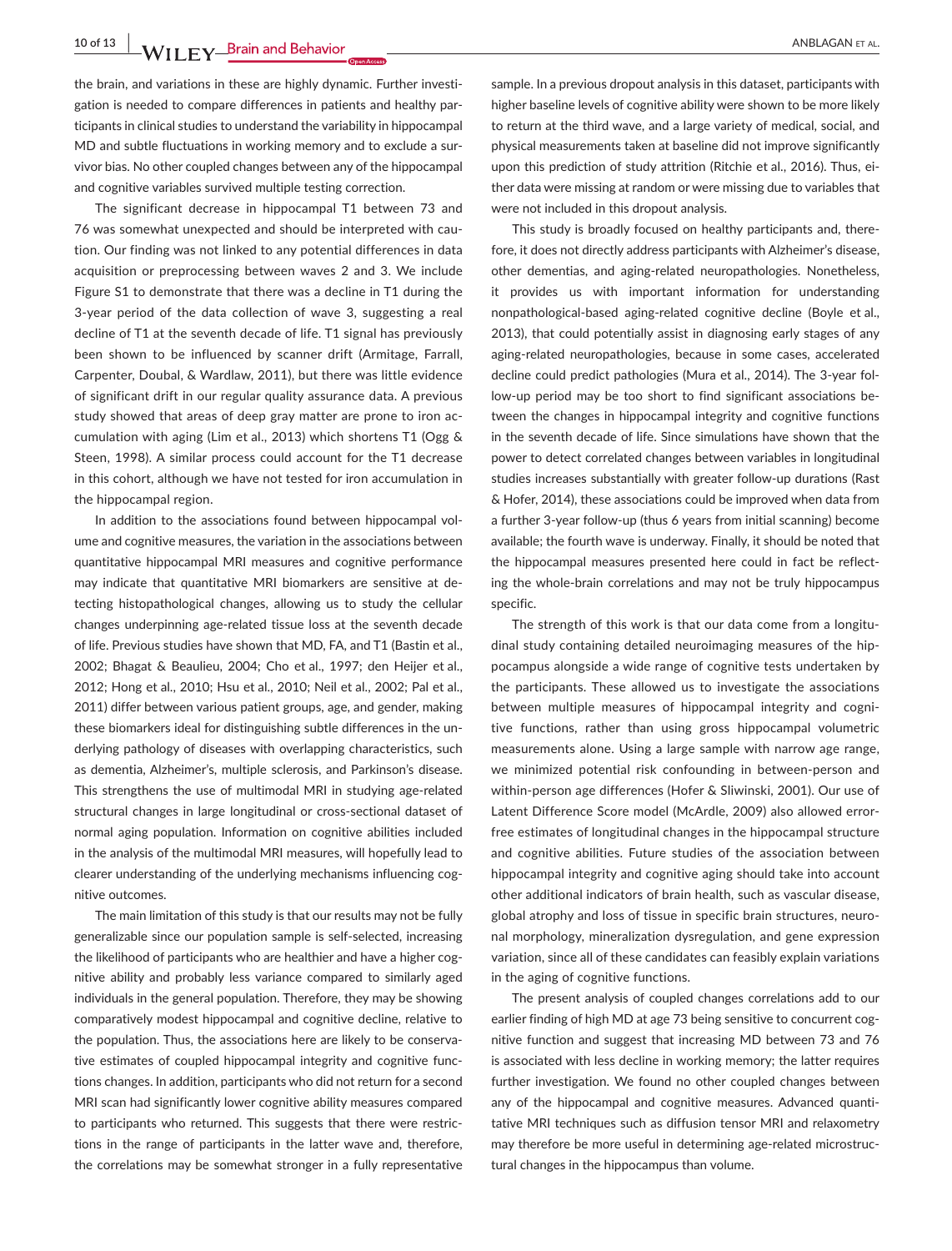the brain, and variations in these are highly dynamic. Further investigation is needed to compare differences in patients and healthy participants in clinical studies to understand the variability in hippocampal MD and subtle fluctuations in working memory and to exclude a survivor bias. No other coupled changes between any of the hippocampal and cognitive variables survived multiple testing correction.

The significant decrease in hippocampal T1 between 73 and 76 was somewhat unexpected and should be interpreted with caution. Our finding was not linked to any potential differences in data acquisition or preprocessing between waves 2 and 3. We include Figure S1 to demonstrate that there was a decline in T1 during the 3-year period of the data collection of wave 3, suggesting a real decline of T1 at the seventh decade of life. T1 signal has previously been shown to be influenced by scanner drift (Armitage, Farrall, Carpenter, Doubal, & Wardlaw, 2011), but there was little evidence of significant drift in our regular quality assurance data. A previous study showed that areas of deep gray matter are prone to iron accumulation with aging (Lim et al., 2013) which shortens T1 (Ogg & Steen, 1998). A similar process could account for the T1 decrease in this cohort, although we have not tested for iron accumulation in the hippocampal region.

In addition to the associations found between hippocampal volume and cognitive measures, the variation in the associations between quantitative hippocampal MRI measures and cognitive performance may indicate that quantitative MRI biomarkers are sensitive at detecting histopathological changes, allowing us to study the cellular changes underpinning age-related tissue loss at the seventh decade of life. Previous studies have shown that MD, FA, and T1 (Bastin et al., 2002; Bhagat & Beaulieu, 2004; Cho et al., 1997; den Heijer et al., 2012; Hong et al., 2010; Hsu et al., 2010; Neil et al., 2002; Pal et al., 2011) differ between various patient groups, age, and gender, making these biomarkers ideal for distinguishing subtle differences in the underlying pathology of diseases with overlapping characteristics, such as dementia, Alzheimer's, multiple sclerosis, and Parkinson's disease. This strengthens the use of multimodal MRI in studying age-related structural changes in large longitudinal or cross-sectional dataset of normal aging population. Information on cognitive abilities included in the analysis of the multimodal MRI measures, will hopefully lead to clearer understanding of the underlying mechanisms influencing cognitive outcomes.

The main limitation of this study is that our results may not be fully generalizable since our population sample is self-selected, increasing the likelihood of participants who are healthier and have a higher cognitive ability and probably less variance compared to similarly aged individuals in the general population. Therefore, they may be showing comparatively modest hippocampal and cognitive decline, relative to the population. Thus, the associations here are likely to be conservative estimates of coupled hippocampal integrity and cognitive functions changes. In addition, participants who did not return for a second MRI scan had significantly lower cognitive ability measures compared to participants who returned. This suggests that there were restrictions in the range of participants in the latter wave and, therefore, the correlations may be somewhat stronger in a fully representative sample. In a previous dropout analysis in this dataset, participants with higher baseline levels of cognitive ability were shown to be more likely to return at the third wave, and a large variety of medical, social, and physical measurements taken at baseline did not improve significantly upon this prediction of study attrition (Ritchie et al., 2016). Thus, either data were missing at random or were missing due to variables that were not included in this dropout analysis.

This study is broadly focused on healthy participants and, therefore, it does not directly address participants with Alzheimer's disease, other dementias, and aging-related neuropathologies. Nonetheless, it provides us with important information for understanding nonpathological-based aging-related cognitive decline (Boyle et al., 2013), that could potentially assist in diagnosing early stages of any aging-related neuropathologies, because in some cases, accelerated decline could predict pathologies (Mura et al., 2014). The 3-year follow-up period may be too short to find significant associations between the changes in hippocampal integrity and cognitive functions in the seventh decade of life. Since simulations have shown that the power to detect correlated changes between variables in longitudinal studies increases substantially with greater follow-up durations (Rast & Hofer, 2014), these associations could be improved when data from a further 3-year follow-up (thus 6 years from initial scanning) become available; the fourth wave is underway. Finally, it should be noted that the hippocampal measures presented here could in fact be reflecting the whole-brain correlations and may not be truly hippocampus specific.

The strength of this work is that our data come from a longitudinal study containing detailed neuroimaging measures of the hippocampus alongside a wide range of cognitive tests undertaken by the participants. These allowed us to investigate the associations between multiple measures of hippocampal integrity and cognitive functions, rather than using gross hippocampal volumetric measurements alone. Using a large sample with narrow age range, we minimized potential risk confounding in between-person and within-person age differences (Hofer & Sliwinski, 2001). Our use of Latent Difference Score model (McArdle, 2009) also allowed error-free estimates of longitudinal changes in the hippocampal structure and cognitive abilities. Future studies of the association between hippocampal integrity and cognitive aging should take into account other additional indicators of brain health, such as vascular disease, global atrophy and loss of tissue in specific brain structures, neuronal morphology, mineralization dysregulation, and gene expression variation, since all of these candidates can feasibly explain variations in the aging of cognitive functions.

The present analysis of coupled changes correlations add to our earlier finding of high MD at age 73 being sensitive to concurrent cognitive function and suggest that increasing MD between 73 and 76 is associated with less decline in working memory; the latter requires further investigation. We found no other coupled changes between any of the hippocampal and cognitive measures. Advanced quantitative MRI techniques such as diffusion tensor MRI and relaxometry may therefore be more useful in determining age-related microstructural changes in the hippocampus than volume.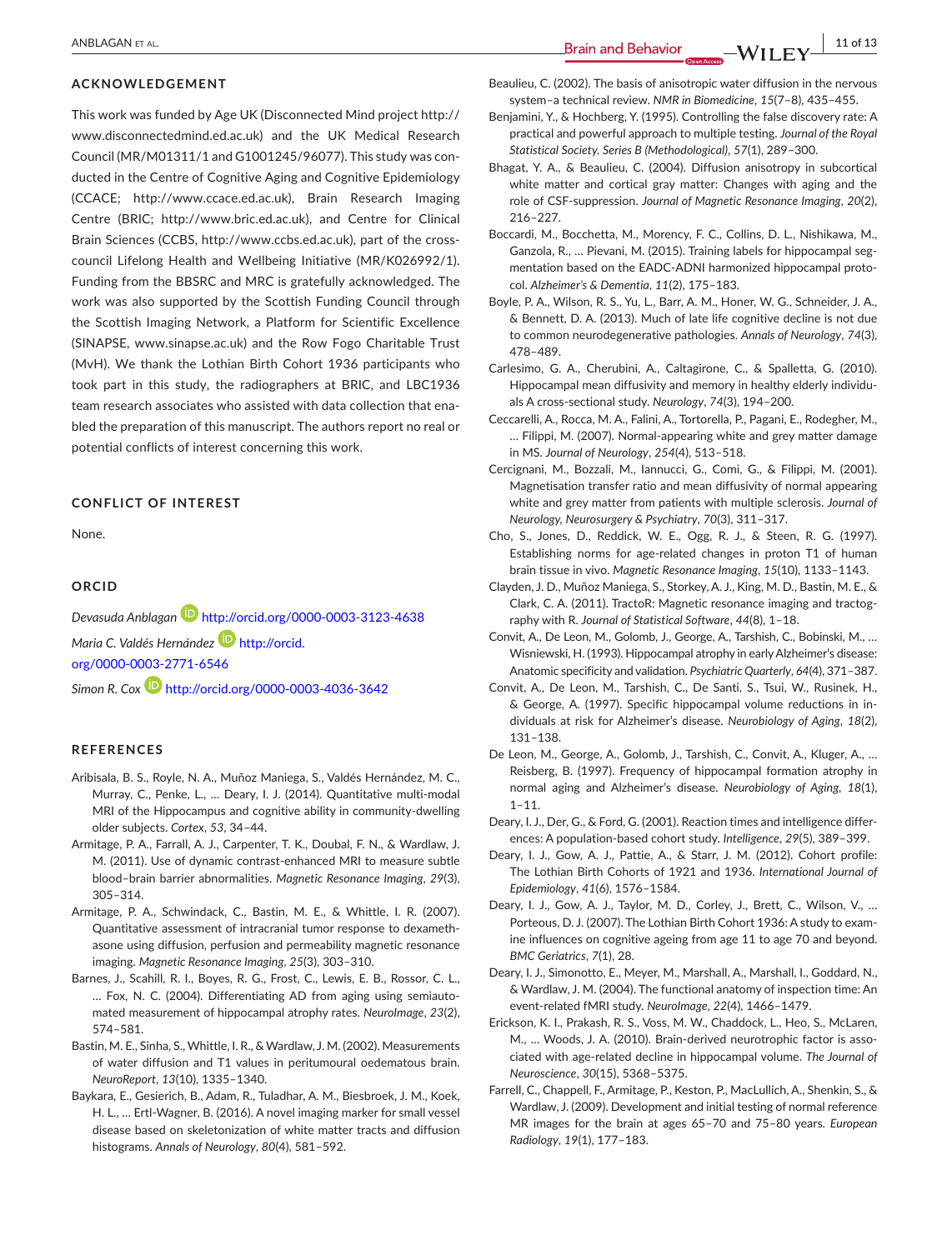## ACKNOWLEDGEMENT

This work was funded by Age UK (Disconnected Mind project http://www.disconnectedmind.ed.ac.uk) and the UK Medical Research Council (MR/M01311/1 and G1001245/96077). This study was conducted in the Centre of Cognitive Aging and Cognitive Epidemiology (CCACE; http://www.ccace.ed.ac.uk), Brain Research Imaging Centre (BRIC; http://www.bric.ed.ac.uk), and Centre for Clinical Brain Sciences (CCBS, http://www.ccbs.ed.ac.uk), part of the cross-council Lifelong Health and Wellbeing Initiative (MR/K026992/1). Funding from the BBSRC and MRC is gratefully acknowledged. The work was also supported by the Scottish Funding Council through the Scottish Imaging Network, a Platform for Scientific Excellence (SINAPSE, www.sinapse.ac.uk) and the Row Fogo Charitable Trust (MvH). We thank the Lothian Birth Cohort 1936 participants who took part in this study, the radiographers at BRIC, and LBC1936 team research associates who assisted with data collection that enabled the preparation of this manuscript. The authors report no real or potential conflicts of interest concerning this work.

## CONFLICT OF INTEREST

None.

## ORCID

*Devasuda Anblagan* http://orcid.org/0000-0003-3123-4638

*Maria C. Valdés Hernández* http://orcid.org/0000-0003-2771-6546

*Simon R. Cox* http://orcid.org/0000-0003-4036-3642

## REFERENCES

Aribisala, B. S., Royle, N. A., Muñoz Maniega, S., Valdés Hernández, M. C., Murray, C., Penke, L., … Deary, I. J. (2014). Quantitative multi-modal MRI of the Hippocampus and cognitive ability in community-dwelling older subjects. *Cortex*, *53*, 34–44.

Armitage, P. A., Farrall, A. J., Carpenter, T. K., Doubal, F. N., & Wardlaw, J. M. (2011). Use of dynamic contrast-enhanced MRI to measure subtle blood–brain barrier abnormalities. *Magnetic Resonance Imaging*, *29*(3), 305–314.

Armitage, P. A., Schwindack, C., Bastin, M. E., & Whittle, I. R. (2007). Quantitative assessment of intracranial tumor response to dexamethasone using diffusion, perfusion and permeability magnetic resonance imaging. *Magnetic Resonance Imaging*, *25*(3), 303–310.

Barnes, J., Scahill, R. I., Boyes, R. G., Frost, C., Lewis, E. B., Rossor, C. L., … Fox, N. C. (2004). Differentiating AD from aging using semiautomated measurement of hippocampal atrophy rates. *NeuroImage*, *23*(2), 574–581.

Bastin, M. E., Sinha, S., Whittle, I. R., & Wardlaw, J. M. (2002). Measurements of water diffusion and T1 values in peritumoural oedematous brain. *NeuroReport*, *13*(10), 1335–1340.

Baykara, E., Gesierich, B., Adam, R., Tuladhar, A. M., Biesbroek, J. M., Koek, H. L., … Ertl-Wagner, B. (2016). A novel imaging marker for small vessel disease based on skeletonization of white matter tracts and diffusion histograms. *Annals of Neurology*, *80*(4), 581–592.

Beaulieu, C. (2002). The basis of anisotropic water diffusion in the nervous system–a technical review. *NMR in Biomedicine*, *15*(7–8), 435–455.

Benjamini, Y., & Hochberg, Y. (1995). Controlling the false discovery rate: A practical and powerful approach to multiple testing. *Journal of the Royal Statistical Society. Series B (Methodological)*, *57*(1), 289–300.

Bhagat, Y. A., & Beaulieu, C. (2004). Diffusion anisotropy in subcortical white matter and cortical gray matter: Changes with aging and the role of CSF-suppression. *Journal of Magnetic Resonance Imaging*, *20*(2), 216–227.

Boccardi, M., Bocchetta, M., Morency, F. C., Collins, D. L., Nishikawa, M., Ganzola, R., … Pievani, M. (2015). Training labels for hippocampal segmentation based on the EADC-ADNI harmonized hippocampal protocol. *Alzheimer's & Dementia*, *11*(2), 175–183.

Boyle, P. A., Wilson, R. S., Yu, L., Barr, A. M., Honer, W. G., Schneider, J. A., & Bennett, D. A. (2013). Much of late life cognitive decline is not due to common neurodegenerative pathologies. *Annals of Neurology*, *74*(3), 478–489.

Carlesimo, G. A., Cherubini, A., Caltagirone, C., & Spalletta, G. (2010). Hippocampal mean diffusivity and memory in healthy elderly individuals A cross-sectional study. *Neurology*, *74*(3), 194–200.

Ceccarelli, A., Rocca, M. A., Falini, A., Tortorella, P., Pagani, E., Rodegher, M., … Filippi, M. (2007). Normal-appearing white and grey matter damage in MS. *Journal of Neurology*, *254*(4), 513–518.

Cercignani, M., Bozzali, M., Iannucci, G., Comi, G., & Filippi, M. (2001). Magnetisation transfer ratio and mean diffusivity of normal appearing white and grey matter from patients with multiple sclerosis. *Journal of Neurology, Neurosurgery & Psychiatry*, *70*(3), 311–317.

Cho, S., Jones, D., Reddick, W. E., Ogg, R. J., & Steen, R. G. (1997). Establishing norms for age-related changes in proton T1 of human brain tissue in vivo. *Magnetic Resonance Imaging*, *15*(10), 1133–1143.

Clayden, J. D., Muñoz Maniega, S., Storkey, A. J., King, M. D., Bastin, M. E., & Clark, C. A. (2011). TractoR: Magnetic resonance imaging and tractography with R. *Journal of Statistical Software*, *44*(8), 1–18.

Convit, A., De Leon, M., Golomb, J., George, A., Tarshish, C., Bobinski, M., … Wisniewski, H. (1993). Hippocampal atrophy in early Alzheimer's disease: Anatomic specificity and validation. *Psychiatric Quarterly*, *64*(4), 371–387.

Convit, A., De Leon, M., Tarshish, C., De Santi, S., Tsui, W., Rusinek, H., & George, A. (1997). Specific hippocampal volume reductions in individuals at risk for Alzheimer's disease. *Neurobiology of Aging*, *18*(2), 131–138.

De Leon, M., George, A., Golomb, J., Tarshish, C., Convit, A., Kluger, A., … Reisberg, B. (1997). Frequency of hippocampal formation atrophy in normal aging and Alzheimer's disease. *Neurobiology of Aging*, *18*(1), 1–11.

Deary, I. J., Der, G., & Ford, G. (2001). Reaction times and intelligence differences: A population-based cohort study. *Intelligence*, *29*(5), 389–399.

Deary, I. J., Gow, A. J., Pattie, A., & Starr, J. M. (2012). Cohort profile: The Lothian Birth Cohorts of 1921 and 1936. *International Journal of Epidemiology*, *41*(6), 1576–1584.

Deary, I. J., Gow, A. J., Taylor, M. D., Corley, J., Brett, C., Wilson, V., … Porteous, D. J. (2007). The Lothian Birth Cohort 1936: A study to examine influences on cognitive ageing from age 11 to age 70 and beyond. *BMC Geriatrics*, *7*(1), 28.

Deary, I. J., Simonotto, E., Meyer, M., Marshall, A., Marshall, I., Goddard, N., & Wardlaw, J. M. (2004). The functional anatomy of inspection time: An event-related fMRI study. *NeuroImage*, *22*(4), 1466–1479.

Erickson, K. I., Prakash, R. S., Voss, M. W., Chaddock, L., Heo, S., McLaren, M., … Woods, J. A. (2010). Brain-derived neurotrophic factor is associated with age-related decline in hippocampal volume. *The Journal of Neuroscience*, *30*(15), 5368–5375.

Farrell, C., Chappell, F., Armitage, P., Keston, P., MacLullich, A., Shenkin, S., & Wardlaw, J. (2009). Development and initial testing of normal reference MR images for the brain at ages 65–70 and 75–80 years. *European Radiology*, *19*(1), 177–183.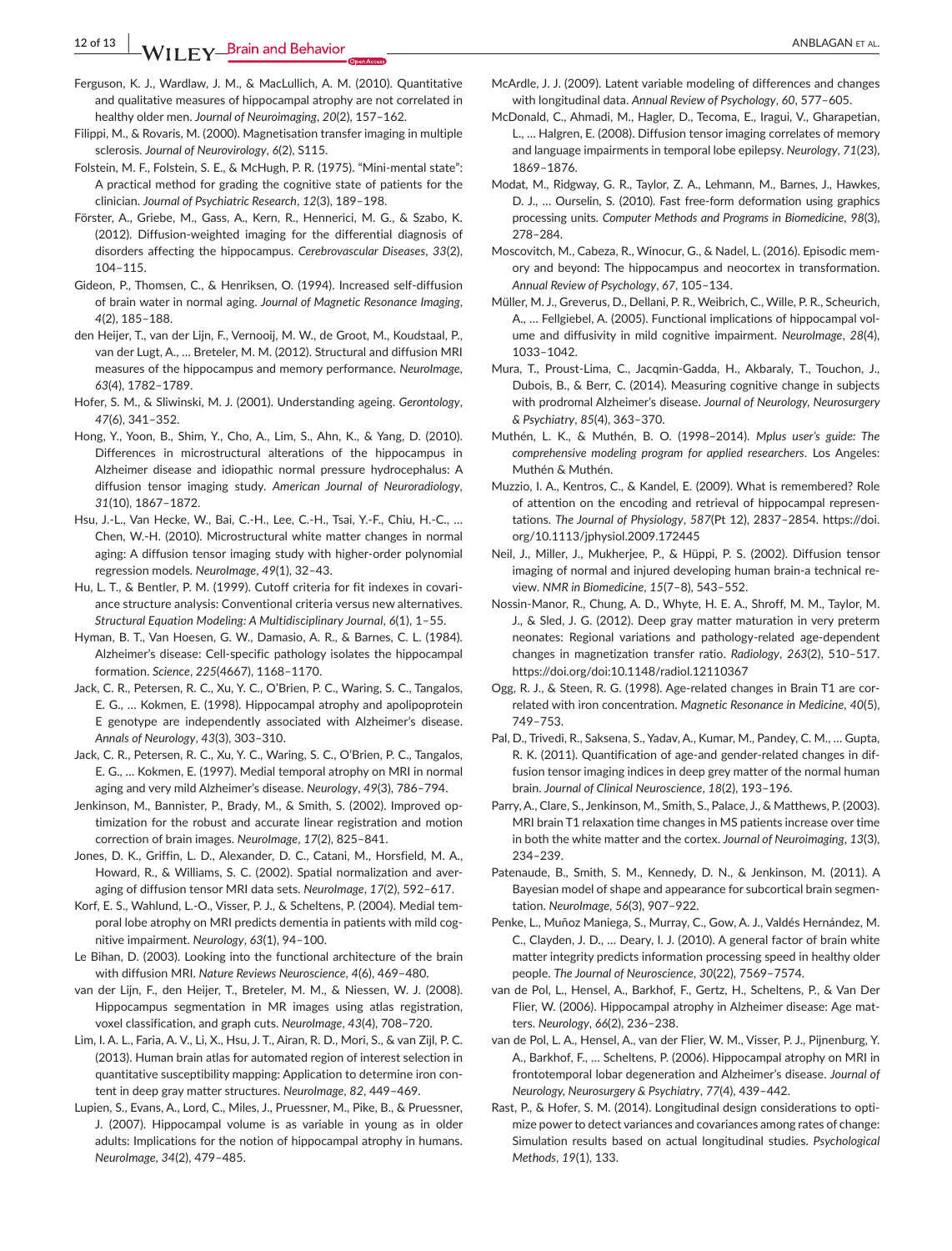Ferguson, K. J., Wardlaw, J. M., & MacLullich, A. M. (2010). Quantitative and qualitative measures of hippocampal atrophy are not correlated in healthy older men. *Journal of Neuroimaging*, *20*(2), 157–162.

Filippi, M., & Rovaris, M. (2000). Magnetisation transfer imaging in multiple sclerosis. *Journal of Neurovirology*, *6*(2), S115.

Folstein, M. F., Folstein, S. E., & McHugh, P. R. (1975). "Mini-mental state": A practical method for grading the cognitive state of patients for the clinician. *Journal of Psychiatric Research*, *12*(3), 189–198.

Förster, A., Griebe, M., Gass, A., Kern, R., Hennerici, M. G., & Szabo, K. (2012). Diffusion-weighted imaging for the differential diagnosis of disorders affecting the hippocampus. *Cerebrovascular Diseases*, *33*(2), 104–115.

Gideon, P., Thomsen, C., & Henriksen, O. (1994). Increased self-diffusion of brain water in normal aging. *Journal of Magnetic Resonance Imaging*, *4*(2), 185–188.

den Heijer, T., van der Lijn, F., Vernooij, M. W., de Groot, M., Koudstaal, P., van der Lugt, A., … Breteler, M. M. (2012). Structural and diffusion MRI measures of the hippocampus and memory performance. *NeuroImage*, *63*(4), 1782–1789.

Hofer, S. M., & Sliwinski, M. J. (2001). Understanding ageing. *Gerontology*, *47*(6), 341–352.

Hong, Y., Yoon, B., Shim, Y., Cho, A., Lim, S., Ahn, K., & Yang, D. (2010). Differences in microstructural alterations of the hippocampus in Alzheimer disease and idiopathic normal pressure hydrocephalus: A diffusion tensor imaging study. *American Journal of Neuroradiology*, *31*(10), 1867–1872.

Hsu, J.-L., Van Hecke, W., Bai, C.-H., Lee, C.-H., Tsai, Y.-F., Chiu, H.-C., … Chen, W.-H. (2010). Microstructural white matter changes in normal aging: A diffusion tensor imaging study with higher-order polynomial regression models. *NeuroImage*, *49*(1), 32–43.

Hu, L. T., & Bentler, P. M. (1999). Cutoff criteria for fit indexes in covariance structure analysis: Conventional criteria versus new alternatives. *Structural Equation Modeling: A Multidisciplinary Journal*, *6*(1), 1–55.

Hyman, B. T., Van Hoesen, G. W., Damasio, A. R., & Barnes, C. L. (1984). Alzheimer's disease: Cell-specific pathology isolates the hippocampal formation. *Science*, *225*(4667), 1168–1170.

Jack, C. R., Petersen, R. C., Xu, Y. C., O'Brien, P. C., Waring, S. C., Tangalos, E. G., … Kokmen, E. (1998). Hippocampal atrophy and apolipoprotein E genotype are independently associated with Alzheimer's disease. *Annals of Neurology*, *43*(3), 303–310.

Jack, C. R., Petersen, R. C., Xu, Y. C., O'Brien, P. C., Waring, S. C., Tangalos, E. G., … Kokmen, E. (1997). Medial temporal atrophy on MRI in normal aging and very mild Alzheimer's disease. *Neurology*, *49*(3), 786–794.

Jenkinson, M., Bannister, P., Brady, M., & Smith, S. (2002). Improved optimization for the robust and accurate linear registration and motion correction of brain images. *NeuroImage*, *17*(2), 825–841.

Jones, D. K., Griffin, L. D., Alexander, D. C., Catani, M., Horsfield, M. A., Howard, R., & Williams, S. C. (2002). Spatial normalization and averaging of diffusion tensor MRI data sets. *NeuroImage*, *17*(2), 592–617.

Korf, E. S., Wahlund, L.-O., Visser, P. J., & Scheltens, P. (2004). Medial temporal lobe atrophy on MRI predicts dementia in patients with mild cognitive impairment. *Neurology*, *63*(1), 94–100.

Le Bihan, D. (2003). Looking into the functional architecture of the brain with diffusion MRI. *Nature Reviews Neuroscience*, *4*(6), 469–480.

van der Lijn, F., den Heijer, T., Breteler, M. M., & Niessen, W. J. (2008). Hippocampus segmentation in MR images using atlas registration, voxel classification, and graph cuts. *NeuroImage*, *43*(4), 708–720.

Lim, I. A. L., Faria, A. V., Li, X., Hsu, J. T., Airan, R. D., Mori, S., & van Zijl, P. C. (2013). Human brain atlas for automated region of interest selection in quantitative susceptibility mapping: Application to determine iron content in deep gray matter structures. *NeuroImage*, *82*, 449–469.

Lupien, S., Evans, A., Lord, C., Miles, J., Pruessner, M., Pike, B., & Pruessner, J. (2007). Hippocampal volume is as variable in young as in older adults: Implications for the notion of hippocampal atrophy in humans. *NeuroImage*, *34*(2), 479–485.

McArdle, J. J. (2009). Latent variable modeling of differences and changes with longitudinal data. *Annual Review of Psychology*, *60*, 577–605.

McDonald, C., Ahmadi, M., Hagler, D., Tecoma, E., Iragui, V., Gharapetian, L., … Halgren, E. (2008). Diffusion tensor imaging correlates of memory and language impairments in temporal lobe epilepsy. *Neurology*, *71*(23), 1869–1876.

Modat, M., Ridgway, G. R., Taylor, Z. A., Lehmann, M., Barnes, J., Hawkes, D. J., … Ourselin, S. (2010). Fast free-form deformation using graphics processing units. *Computer Methods and Programs in Biomedicine*, *98*(3), 278–284.

Moscovitch, M., Cabeza, R., Winocur, G., & Nadel, L. (2016). Episodic memory and beyond: The hippocampus and neocortex in transformation. *Annual Review of Psychology*, *67*, 105–134.

Müller, M. J., Greverus, D., Dellani, P. R., Weibrich, C., Wille, P. R., Scheurich, A., … Fellgiebel, A. (2005). Functional implications of hippocampal volume and diffusivity in mild cognitive impairment. *NeuroImage*, *28*(4), 1033–1042.

Mura, T., Proust-Lima, C., Jacqmin-Gadda, H., Akbaraly, T., Touchon, J., Dubois, B., & Berr, C. (2014). Measuring cognitive change in subjects with prodromal Alzheimer's disease. *Journal of Neurology, Neurosurgery & Psychiatry*, *85*(4), 363–370.

Muthén, L. K., & Muthén, B. O. (1998–2014). *Mplus user's guide: The comprehensive modeling program for applied researchers*. Los Angeles: Muthén & Muthén.

Muzzio, I. A., Kentros, C., & Kandel, E. (2009). What is remembered? Role of attention on the encoding and retrieval of hippocampal representations. *The Journal of Physiology*, *587*(Pt 12), 2837–2854. https://doi.org/10.1113/jphysiol.2009.172445

Neil, J., Miller, J., Mukherjee, P., & Hüppi, P. S. (2002). Diffusion tensor imaging of normal and injured developing human brain-a technical review. *NMR in Biomedicine*, *15*(7–8), 543–552.

Nossin-Manor, R., Chung, A. D., Whyte, H. E. A., Shroff, M. M., Taylor, M. J., & Sled, J. G. (2012). Deep gray matter maturation in very preterm neonates: Regional variations and pathology-related age-dependent changes in magnetization transfer ratio. *Radiology*, *263*(2), 510–517. https://doi.org/doi:10.1148/radiol.12110367

Ogg, R. J., & Steen, R. G. (1998). Age-related changes in Brain T1 are correlated with iron concentration. *Magnetic Resonance in Medicine*, *40*(5), 749–753.

Pal, D., Trivedi, R., Saksena, S., Yadav, A., Kumar, M., Pandey, C. M., … Gupta, R. K. (2011). Quantification of age-and gender-related changes in diffusion tensor imaging indices in deep grey matter of the normal human brain. *Journal of Clinical Neuroscience*, *18*(2), 193–196.

Parry, A., Clare, S., Jenkinson, M., Smith, S., Palace, J., & Matthews, P. (2003). MRI brain T1 relaxation time changes in MS patients increase over time in both the white matter and the cortex. *Journal of Neuroimaging*, *13*(3), 234–239.

Patenaude, B., Smith, S. M., Kennedy, D. N., & Jenkinson, M. (2011). A Bayesian model of shape and appearance for subcortical brain segmentation. *NeuroImage*, *56*(3), 907–922.

Penke, L., Muñoz Maniega, S., Murray, C., Gow, A. J., Valdés Hernández, M. C., Clayden, J. D., … Deary, I. J. (2010). A general factor of brain white matter integrity predicts information processing speed in healthy older people. *The Journal of Neuroscience*, *30*(22), 7569–7574.

van de Pol, L., Hensel, A., Barkhof, F., Gertz, H., Scheltens, P., & Van Der Flier, W. (2006). Hippocampal atrophy in Alzheimer disease: Age matters. *Neurology*, *66*(2), 236–238.

van de Pol, L. A., Hensel, A., van der Flier, W. M., Visser, P. J., Pijnenburg, Y. A., Barkhof, F., … Scheltens, P. (2006). Hippocampal atrophy on MRI in frontotemporal lobar degeneration and Alzheimer's disease. *Journal of Neurology, Neurosurgery & Psychiatry*, *77*(4), 439–442.

Rast, P., & Hofer, S. M. (2014). Longitudinal design considerations to optimize power to detect variances and covariances among rates of change: Simulation results based on actual longitudinal studies. *Psychological Methods*, *19*(1), 133.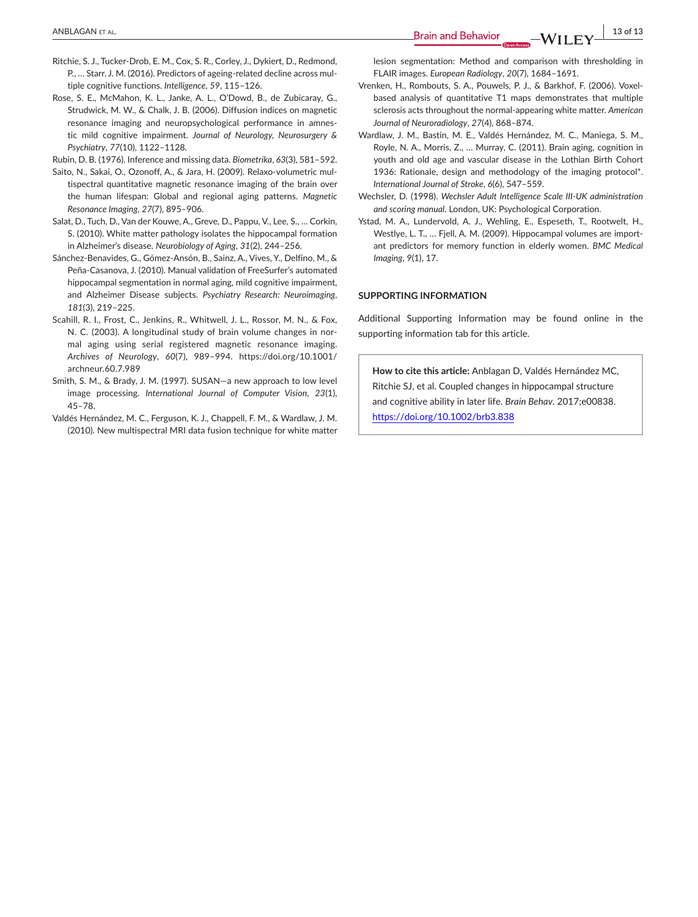Ritchie, S. J., Tucker-Drob, E. M., Cox, S. R., Corley, J., Dykiert, D., Redmond, P., … Starr, J. M. (2016). Predictors of ageing-related decline across multiple cognitive functions. *Intelligence*, *59*, 115–126.

Rose, S. E., McMahon, K. L., Janke, A. L., O'Dowd, B., de Zubicaray, G., Strudwick, M. W., & Chalk, J. B. (2006). Diffusion indices on magnetic resonance imaging and neuropsychological performance in amnestic mild cognitive impairment. *Journal of Neurology, Neurosurgery & Psychiatry*, *77*(10), 1122–1128.

Rubin, D. B. (1976). Inference and missing data. *Biometrika*, *63*(3), 581–592.

Saito, N., Sakai, O., Ozonoff, A., & Jara, H. (2009). Relaxo-volumetric multispectral quantitative magnetic resonance imaging of the brain over the human lifespan: Global and regional aging patterns. *Magnetic Resonance Imaging*, *27*(7), 895–906.

Salat, D., Tuch, D., Van der Kouwe, A., Greve, D., Pappu, V., Lee, S., … Corkin, S. (2010). White matter pathology isolates the hippocampal formation in Alzheimer's disease. *Neurobiology of Aging*, *31*(2), 244–256.

Sánchez-Benavides, G., Gómez-Ansón, B., Sainz, A., Vives, Y., Delfino, M., & Peña-Casanova, J. (2010). Manual validation of FreeSurfer's automated hippocampal segmentation in normal aging, mild cognitive impairment, and Alzheimer Disease subjects. *Psychiatry Research: Neuroimaging*, *181*(3), 219–225.

Scahill, R. I., Frost, C., Jenkins, R., Whitwell, J. L., Rossor, M. N., & Fox, N. C. (2003). A longitudinal study of brain volume changes in normal aging using serial registered magnetic resonance imaging. *Archives of Neurology*, *60*(7), 989–994. https://doi.org/10.1001/archneur.60.7.989

Smith, S. M., & Brady, J. M. (1997). SUSAN—a new approach to low level image processing. *International Journal of Computer Vision*, *23*(1), 45–78.

Valdés Hernández, M. C., Ferguson, K. J., Chappell, F. M., & Wardlaw, J. M. (2010). New multispectral MRI data fusion technique for white matter lesion segmentation: Method and comparison with thresholding in FLAIR images. *European Radiology*, *20*(7), 1684–1691.

Vrenken, H., Rombouts, S. A., Pouwels, P. J., & Barkhof, F. (2006). Voxel-based analysis of quantitative T1 maps demonstrates that multiple sclerosis acts throughout the normal-appearing white matter. *American Journal of Neuroradiology*, *27*(4), 868–874.

Wardlaw, J. M., Bastin, M. E., Valdés Hernández, M. C., Maniega, S. M., Royle, N. A., Morris, Z., … Murray, C. (2011). Brain aging, cognition in youth and old age and vascular disease in the Lothian Birth Cohort 1936: Rationale, design and methodology of the imaging protocol*. *International Journal of Stroke*, *6*(6), 547–559.

Wechsler, D. (1998). *Wechsler Adult Intelligence Scale III-UK administration and scoring manual*. London, UK: Psychological Corporation.

Ystad, M. A., Lundervold, A. J., Wehling, E., Espeseth, T., Rootwelt, H., Westlye, L. T., … Fjell, A. M. (2009). Hippocampal volumes are important predictors for memory function in elderly women. *BMC Medical Imaging*, *9*(1), 17.

## SUPPORTING INFORMATION

Additional Supporting Information may be found online in the supporting information tab for this article.

**How to cite this article:** Anblagan D, Valdés Hernández MC, Ritchie SJ, et al. Coupled changes in hippocampal structure and cognitive ability in later life. *Brain Behav*. 2017;e00838. https://doi.org/10.1002/brb3.838